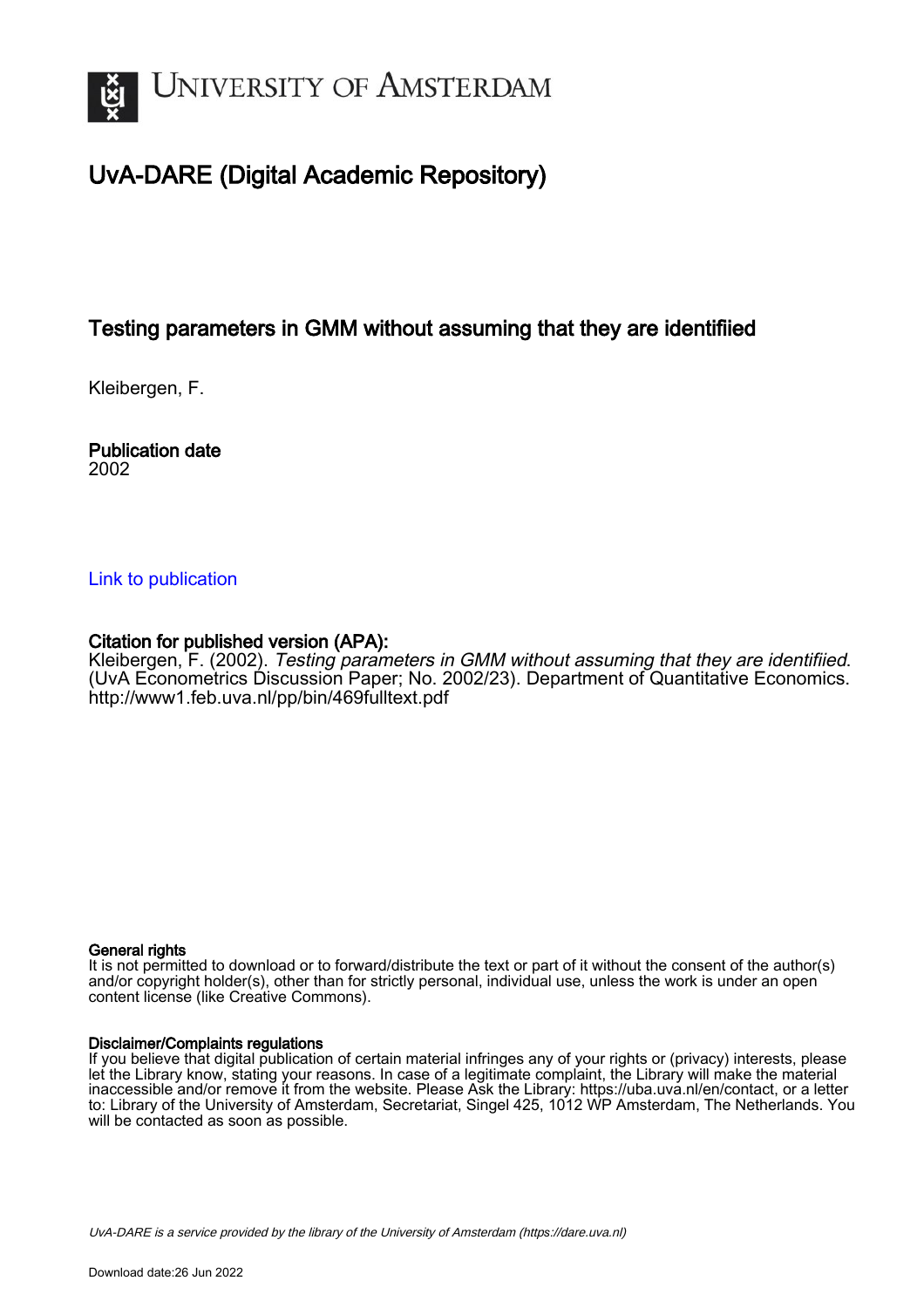# UvA-DARE (Digital Academic Repository)

## Testing parameters in GMM without assuming that they are identifiied

Kleibergen, F.

**Publication date**
2002

Link to publication

**Citation for published version (APA):**
Kleibergen, F. (2002). *Testing parameters in GMM without assuming that they are identifiied*. (UvA Econometrics Discussion Paper; No. 2002/23). Department of Quantitative Economics. http://www1.feb.uva.nl/pp/bin/469fulltext.pdf

**General rights**
It is not permitted to download or to forward/distribute the text or part of it without the consent of the author(s) and/or copyright holder(s), other than for strictly personal, individual use, unless the work is under an open content license (like Creative Commons).

**Disclaimer/Complaints regulations**
If you believe that digital publication of certain material infringes any of your rights or (privacy) interests, please let the Library know, stating your reasons. In case of a legitimate complaint, the Library will make the material inaccessible and/or remove it from the website. Please Ask the Library: https://uba.uva.nl/en/contact, or a letter to: Library of the University of Amsterdam, Secretariat, Singel 425, 1012 WP Amsterdam, The Netherlands. You will be contacted as soon as possible.

UvA-DARE is a service provided by the library of the University of Amsterdam (https://dare.uva.nl)

Download date:26 Jun 2022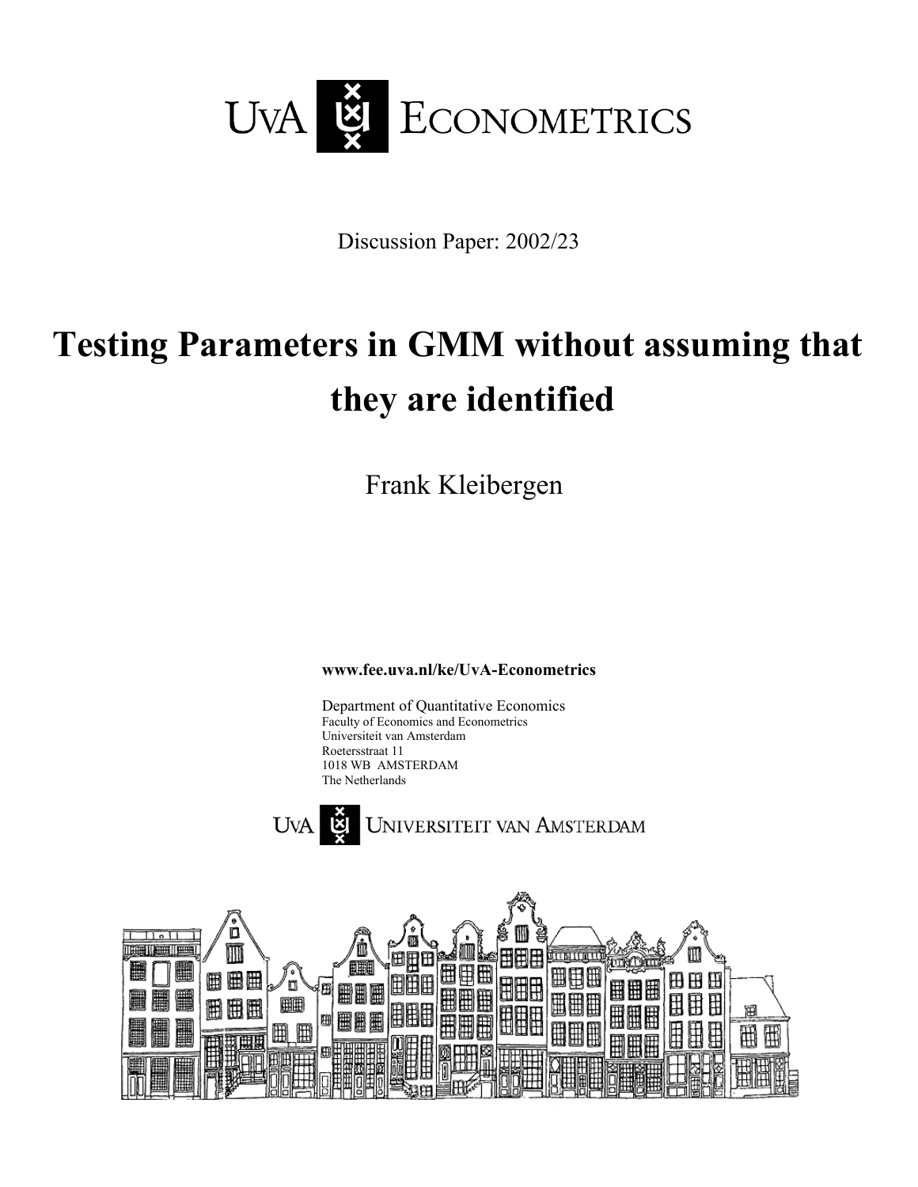# UvA Econometrics

Discussion Paper: 2002/23

# Testing Parameters in GMM without assuming that they are identified

Frank Kleibergen

**www.fee.uva.nl/ke/UvA-Econometrics**

Department of Quantitative Economics
Faculty of Economics and Econometrics
Universiteit van Amsterdam
Roetersstraat 11
1018 WB AMSTERDAM
The Netherlands

UvA Universiteit van Amsterdam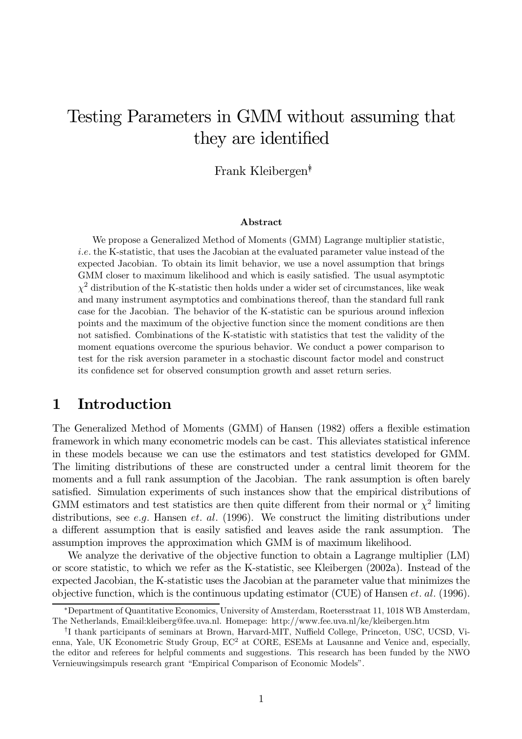# Testing Parameters in GMM without assuming that they are identified

Frank Kleibergen[*][†]

### Abstract

We propose a Generalized Method of Moments (GMM) Lagrange multiplier statistic, *i.e.* the K-statistic, that uses the Jacobian at the evaluated parameter value instead of the expected Jacobian. To obtain its limit behavior, we use a novel assumption that brings GMM closer to maximum likelihood and which is easily satisfied. The usual asymptotic $\chi^2$ distribution of the K-statistic then holds under a wider set of circumstances, like weak and many instrument asymptotics and combinations thereof, than the standard full rank case for the Jacobian. The behavior of the K-statistic can be spurious around inflexion points and the maximum of the objective function since the moment conditions are then not satisfied. Combinations of the K-statistic with statistics that test the validity of the moment equations overcome the spurious behavior. We conduct a power comparison to test for the risk aversion parameter in a stochastic discount factor model and construct its confidence set for observed consumption growth and asset return series.

## 1 Introduction

The Generalized Method of Moments (GMM) of Hansen (1982) offers a flexible estimation framework in which many econometric models can be cast. This alleviates statistical inference in these models because we can use the estimators and test statistics developed for GMM. The limiting distributions of these are constructed under a central limit theorem for the moments and a full rank assumption of the Jacobian. The rank assumption is often barely satisfied. Simulation experiments of such instances show that the empirical distributions of GMM estimators and test statistics are then quite different from their normal or $\chi^2$ limiting distributions, see *e.g.* Hansen *et. al.* (1996). We construct the limiting distributions under a different assumption that is easily satisfied and leaves aside the rank assumption. The assumption improves the approximation which GMM is of maximum likelihood.

We analyze the derivative of the objective function to obtain a Lagrange multiplier (LM) or score statistic, to which we refer as the K-statistic, see Kleibergen (2002a). Instead of the expected Jacobian, the K-statistic uses the Jacobian at the parameter value that minimizes the objective function, which is the continuous updating estimator (CUE) of Hansen *et. al.* (1996).

---

[*] Department of Quantitative Economics, University of Amsterdam, Roetersstraat 11, 1018 WB Amsterdam, The Netherlands, Email:kleiberg@fee.uva.nl. Homepage: http://www.fee.uva.nl/ke/kleibergen.htm

[†] I thank participants of seminars at Brown, Harvard-MIT, Nuffield College, Princeton, USC, UCSD, Vienna, Yale, UK Econometric Study Group, EC[2] at CORE, ESEMs at Lausanne and Venice and, especially, the editor and referees for helpful comments and suggestions. This research has been funded by the NWO Vernieuwingsimpuls research grant "Empirical Comparison of Economic Models".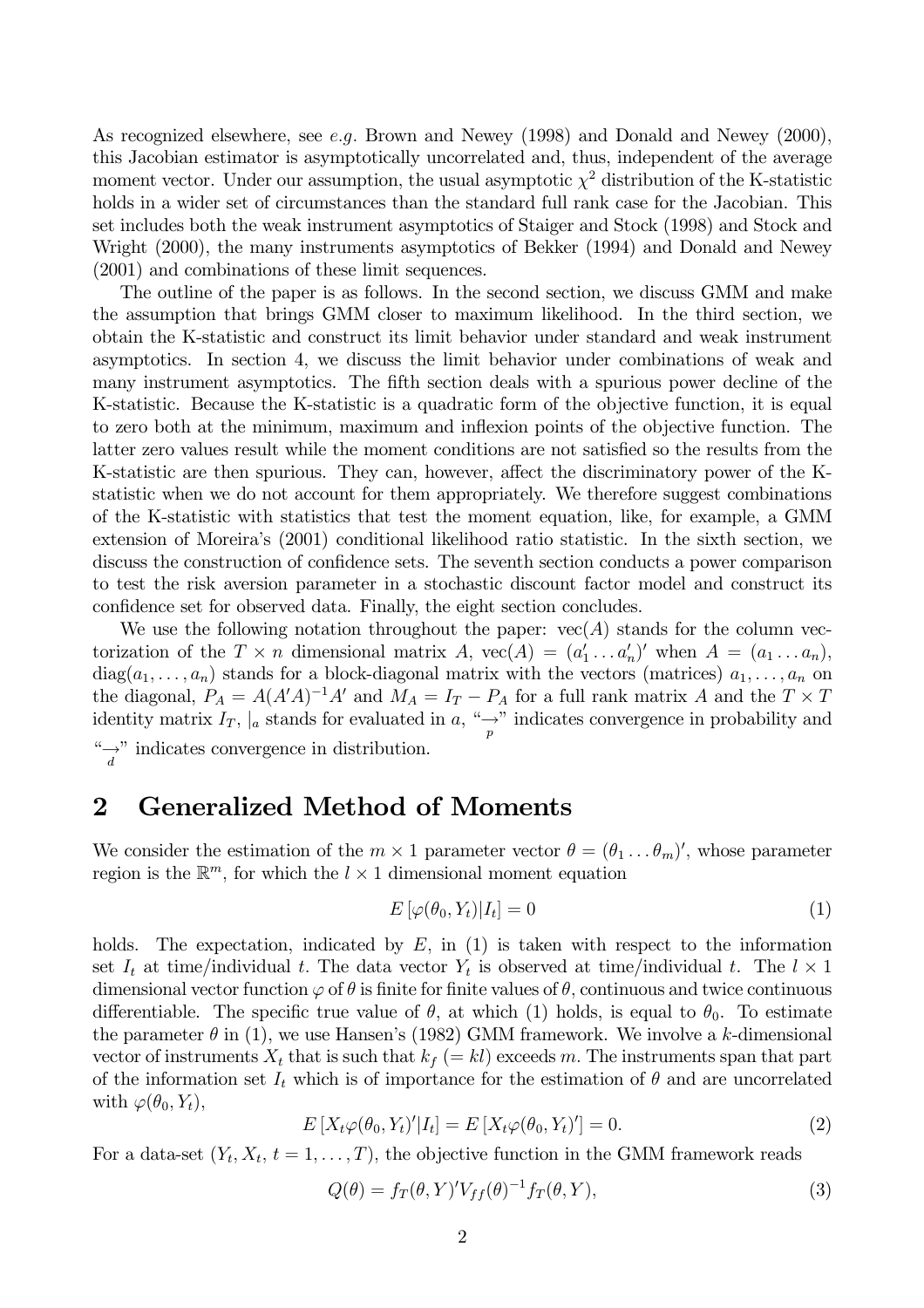As recognized elsewhere, see *e.g.* Brown and Newey (1998) and Donald and Newey (2000), this Jacobian estimator is asymptotically uncorrelated and, thus, independent of the average moment vector. Under our assumption, the usual asymptotic $\chi^2$ distribution of the K-statistic holds in a wider set of circumstances than the standard full rank case for the Jacobian. This set includes both the weak instrument asymptotics of Staiger and Stock (1998) and Stock and Wright (2000), the many instruments asymptotics of Bekker (1994) and Donald and Newey (2001) and combinations of these limit sequences.

The outline of the paper is as follows. In the second section, we discuss GMM and make the assumption that brings GMM closer to maximum likelihood. In the third section, we obtain the K-statistic and construct its limit behavior under standard and weak instrument asymptotics. In section 4, we discuss the limit behavior under combinations of weak and many instrument asymptotics. The fifth section deals with a spurious power decline of the K-statistic. Because the K-statistic is a quadratic form of the objective function, it is equal to zero both at the minimum, maximum and inflexion points of the objective function. The latter zero values result while the moment conditions are not satisfied so the results from the K-statistic are then spurious. They can, however, affect the discriminatory power of the K-statistic when we do not account for them appropriately. We therefore suggest combinations of the K-statistic with statistics that test the moment equation, like, for example, a GMM extension of Moreira's (2001) conditional likelihood ratio statistic. In the sixth section, we discuss the construction of confidence sets. The seventh section conducts a power comparison to test the risk aversion parameter in a stochastic discount factor model and construct its confidence set for observed data. Finally, the eight section concludes.

We use the following notation throughout the paper: vec$(A)$ stands for the column vectorization of the $T \times n$ dimensional matrix $A$, $\text{vec}(A) = (a_1' \dots a_n')'$ when $A = (a_1 \dots a_n)$, $\text{diag}(a_1, \dots, a_n)$ stands for a block-diagonal matrix with the vectors (matrices) $a_1, \dots, a_n$ on the diagonal, $P_A = A(A'A)^{-1}A'$ and $M_A = I_T - P_A$ for a full rank matrix $A$ and the $T \times T$ identity matrix $I_T$, $|_a$ stands for evaluated in $a$, "$\underset{p}{\rightarrow}$" indicates convergence in probability and "$\underset{d}{\rightarrow}$" indicates convergence in distribution.

## 2 Generalized Method of Moments

We consider the estimation of the $m \times 1$ parameter vector $\theta = (\theta_1 \dots \theta_m)'$, whose parameter region is the $\mathbb{R}^m$, for which the $l \times 1$ dimensional moment equation

$$E\left[\varphi(\theta_0, Y_t)|I_t\right] = 0 \tag{1}$$

holds. The expectation, indicated by $E$, in (1) is taken with respect to the information set $I_t$ at time/individual $t$. The data vector $Y_t$ is observed at time/individual $t$. The $l \times 1$ dimensional vector function $\varphi$ of $\theta$ is finite for finite values of $\theta$, continuous and twice continuous differentiable. The specific true value of $\theta$, at which (1) holds, is equal to $\theta_0$. To estimate the parameter $\theta$ in (1), we use Hansen's (1982) GMM framework. We involve a $k$-dimensional vector of instruments $X_t$ that is such that $k_f$ $(= kl)$ exceeds $m$. The instruments span that part of the information set $I_t$ which is of importance for the estimation of $\theta$ and are uncorrelated with $\varphi(\theta_0, Y_t)$,

$$E\left[X_t \varphi(\theta_0, Y_t)'|I_t\right] = E\left[X_t \varphi(\theta_0, Y_t)'\right] = 0. \tag{2}$$

For a data-set $(Y_t, X_t, t = 1, \dots, T)$, the objective function in the GMM framework reads

$$Q(\theta) = f_T(\theta, Y)' V_{ff}(\theta)^{-1} f_T(\theta, Y), \tag{3}$$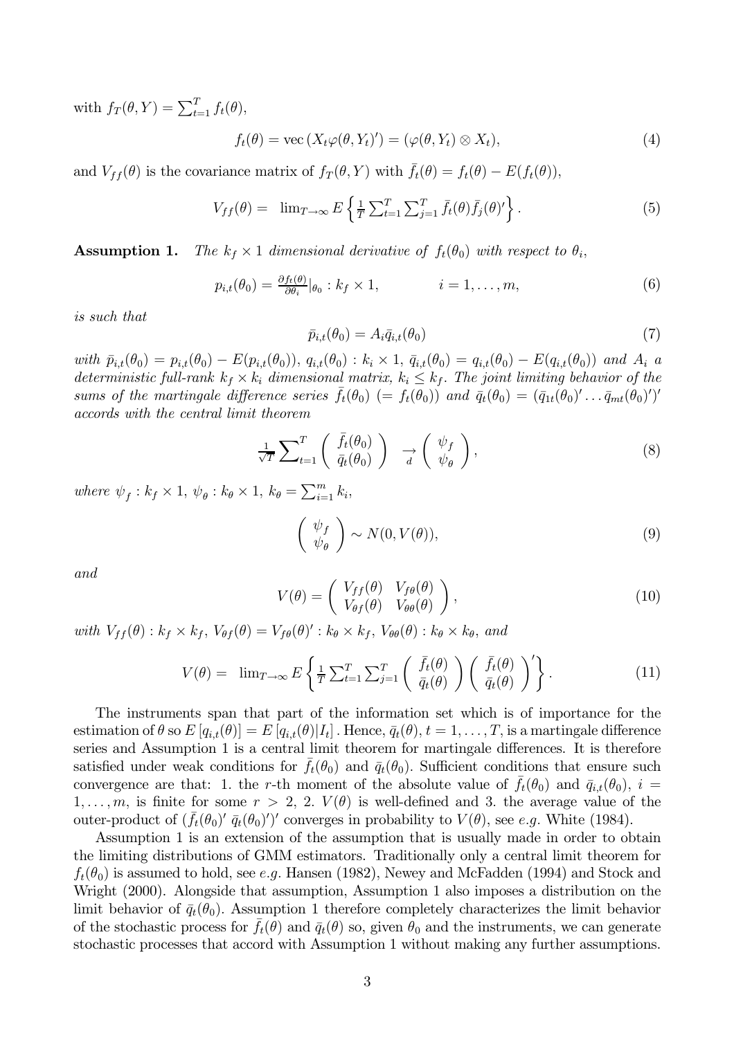with $f_T(\theta, Y) = \sum_{t=1}^{T} f_t(\theta)$,

$$f_t(\theta) = \text{vec}\left(X_t \varphi(\theta, Y_t)'\right) = (\varphi(\theta, Y_t) \otimes X_t), \tag{4}$$

and $V_{ff}(\theta)$ is the covariance matrix of $f_T(\theta, Y)$ with $\bar{f}_t(\theta) = f_t(\theta) - E(f_t(\theta))$,

$$V_{ff}(\theta) = \lim_{T\to\infty} E\left\{\tfrac{1}{T}\sum_{t=1}^{T}\sum_{j=1}^{T}\bar{f}_t(\theta)\bar{f}_j(\theta)'\right\}. \tag{5}$$

**Assumption 1.** *The $k_f \times 1$ dimensional derivative of $f_t(\theta_0)$ with respect to $\theta_i$,*

$$p_{i,t}(\theta_0) = \tfrac{\partial f_t(\theta)}{\partial \theta_i}|_{\theta_0} : k_f \times 1, \qquad\qquad i = 1, \ldots, m, \tag{6}$$

*is such that*

$$\bar{p}_{i,t}(\theta_0) = A_i \bar{q}_{i,t}(\theta_0) \tag{7}$$

*with $\bar{p}_{i,t}(\theta_0) = p_{i,t}(\theta_0) - E(p_{i,t}(\theta_0))$, $q_{i,t}(\theta_0) : k_i \times 1$, $\bar{q}_{i,t}(\theta_0) = q_{i,t}(\theta_0) - E(q_{i,t}(\theta_0))$ and $A_i$ a deterministic full-rank $k_f \times k_i$ dimensional matrix, $k_i \leq k_f$. The joint limiting behavior of the sums of the martingale difference series $\bar{f}_t(\theta_0)$ $(= f_t(\theta_0))$ and $\bar{q}_t(\theta_0) = (\bar{q}_{1t}(\theta_0)' \ldots \bar{q}_{mt}(\theta_0)')'$ accords with the central limit theorem*

$$\tfrac{1}{\sqrt{T}}\sum_{t=1}^{T}\begin{pmatrix}\bar{f}_t(\theta_0)\\ \bar{q}_t(\theta_0)\end{pmatrix} \underset{d}{\rightarrow} \begin{pmatrix}\psi_f\\ \psi_\theta\end{pmatrix}, \tag{8}$$

*where $\psi_f : k_f \times 1$, $\psi_\theta : k_\theta \times 1$, $k_\theta = \sum_{i=1}^{m} k_i$,*

$$\begin{pmatrix}\psi_f\\ \psi_\theta\end{pmatrix} \sim N(0, V(\theta)), \tag{9}$$

*and*

$$V(\theta) = \begin{pmatrix} V_{ff}(\theta) & V_{f\theta}(\theta)\\ V_{\theta f}(\theta) & V_{\theta\theta}(\theta)\end{pmatrix}, \tag{10}$$

*with $V_{ff}(\theta) : k_f \times k_f$, $V_{\theta f}(\theta) = V_{f\theta}(\theta)' : k_\theta \times k_f$, $V_{\theta\theta}(\theta) : k_\theta \times k_\theta$, and*

$$V(\theta) = \lim_{T\to\infty} E\left\{\tfrac{1}{T}\sum_{t=1}^{T}\sum_{j=1}^{T}\begin{pmatrix}\bar{f}_t(\theta)\\ \bar{q}_t(\theta)\end{pmatrix}\begin{pmatrix}\bar{f}_t(\theta)\\ \bar{q}_t(\theta)\end{pmatrix}'\right\}. \tag{11}$$

The instruments span that part of the information set which is of importance for the estimation of $\theta$ so $E\left[q_{i,t}(\theta)\right] = E\left[q_{i,t}(\theta)|I_t\right]$. Hence, $\bar{q}_t(\theta)$, $t = 1, \ldots, T$, is a martingale difference series and Assumption 1 is a central limit theorem for martingale differences. It is therefore satisfied under weak conditions for $\bar{f}_t(\theta_0)$ and $\bar{q}_t(\theta_0)$. Sufficient conditions that ensure such convergence are that: 1. the $r$-th moment of the absolute value of $\bar{f}_t(\theta_0)$ and $\bar{q}_{i,t}(\theta_0)$, $i = 1, \ldots, m$, is finite for some $r > 2$, 2. $V(\theta)$ is well-defined and 3. the average value of the outer-product of $(\bar{f}_t(\theta_0)'\ \bar{q}_t(\theta_0)')'$ converges in probability to $V(\theta)$, see *e.g.* White (1984).

Assumption 1 is an extension of the assumption that is usually made in order to obtain the limiting distributions of GMM estimators. Traditionally only a central limit theorem for $f_t(\theta_0)$ is assumed to hold, see *e.g.* Hansen (1982), Newey and McFadden (1994) and Stock and Wright (2000). Alongside that assumption, Assumption 1 also imposes a distribution on the limit behavior of $\bar{q}_t(\theta_0)$. Assumption 1 therefore completely characterizes the limit behavior of the stochastic process for $\bar{f}_t(\theta)$ and $\bar{q}_t(\theta)$ so, given $\theta_0$ and the instruments, we can generate stochastic processes that accord with Assumption 1 without making any further assumptions.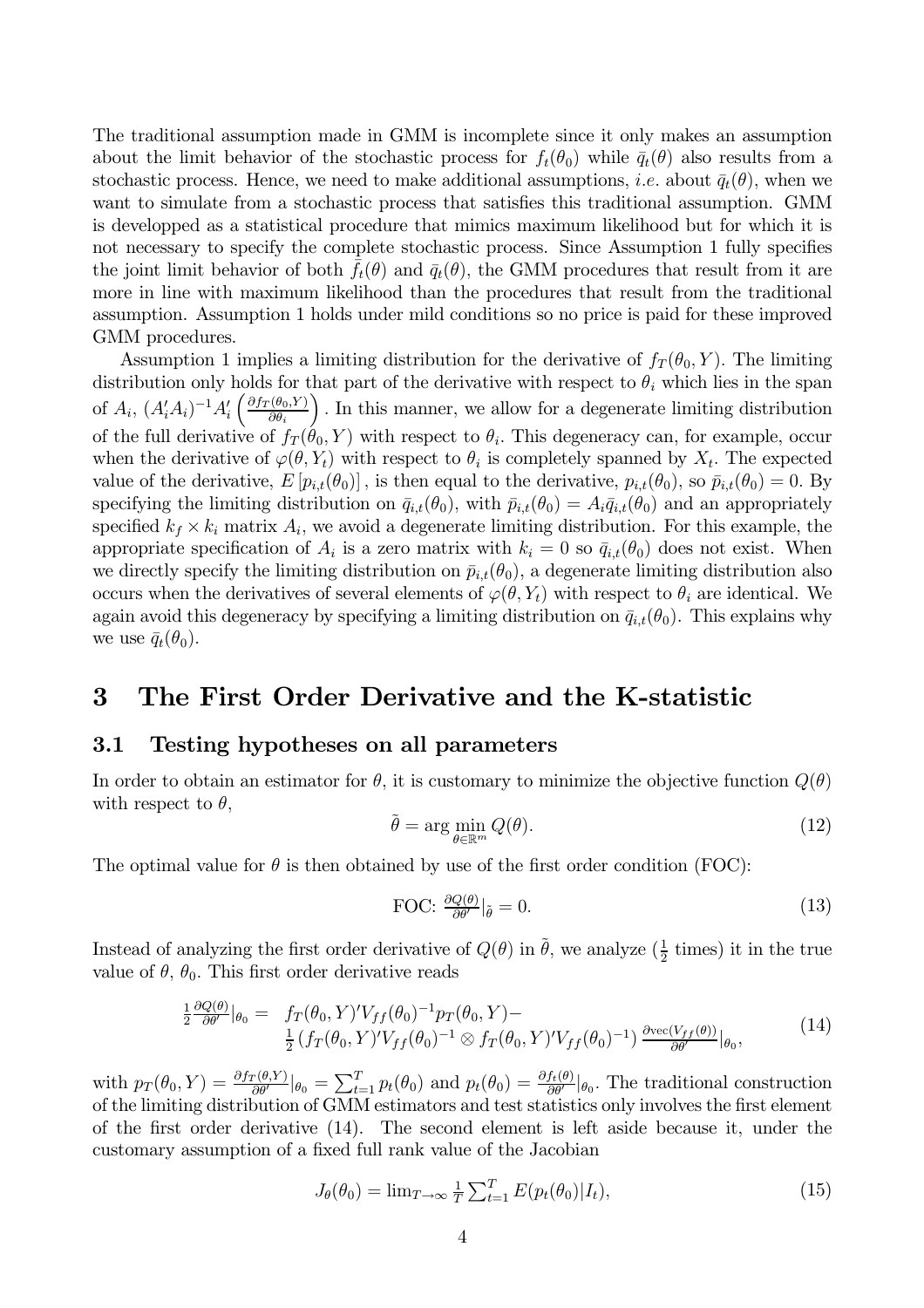The traditional assumption made in GMM is incomplete since it only makes an assumption about the limit behavior of the stochastic process for $f_t(\theta_0)$ while $\bar{q}_t(\theta)$ also results from a stochastic process. Hence, we need to make additional assumptions, *i.e.* about $\bar{q}_t(\theta)$, when we want to simulate from a stochastic process that satisfies this traditional assumption. GMM is developped as a statistical procedure that mimics maximum likelihood but for which it is not necessary to specify the complete stochastic process. Since Assumption 1 fully specifies the joint limit behavior of both $\bar{f}_t(\theta)$ and $\bar{q}_t(\theta)$, the GMM procedures that result from it are more in line with maximum likelihood than the procedures that result from the traditional assumption. Assumption 1 holds under mild conditions so no price is paid for these improved GMM procedures.

Assumption 1 implies a limiting distribution for the derivative of $f_T(\theta_0, Y)$. The limiting distribution only holds for that part of the derivative with respect to $\theta_i$ which lies in the span of $A_i$, $(A_i'A_i)^{-1}A_i'\left(\frac{\partial f_T(\theta_0,Y)}{\partial \theta_i}\right)$. In this manner, we allow for a degenerate limiting distribution of the full derivative of $f_T(\theta_0, Y)$ with respect to $\theta_i$. This degeneracy can, for example, occur when the derivative of $\varphi(\theta, Y_t)$ with respect to $\theta_i$ is completely spanned by $X_t$. The expected value of the derivative, $E\left[p_{i,t}(\theta_0)\right]$, is then equal to the derivative, $p_{i,t}(\theta_0)$, so $\bar{p}_{i,t}(\theta_0) = 0$. By specifying the limiting distribution on $\bar{q}_{i,t}(\theta_0)$, with $\bar{p}_{i,t}(\theta_0) = A_i\bar{q}_{i,t}(\theta_0)$ and an appropriately specified $k_f \times k_i$ matrix $A_i$, we avoid a degenerate limiting distribution. For this example, the appropriate specification of $A_i$ is a zero matrix with $k_i = 0$ so $\bar{q}_{i,t}(\theta_0)$ does not exist. When we directly specify the limiting distribution on $\bar{p}_{i,t}(\theta_0)$, a degenerate limiting distribution also occurs when the derivatives of several elements of $\varphi(\theta, Y_t)$ with respect to $\theta_i$ are identical. We again avoid this degeneracy by specifying a limiting distribution on $\bar{q}_{i,t}(\theta_0)$. This explains why we use $\bar{q}_t(\theta_0)$.

# 3 The First Order Derivative and the K-statistic

## 3.1 Testing hypotheses on all parameters

In order to obtain an estimator for $\theta$, it is customary to minimize the objective function $Q(\theta)$ with respect to $\theta$,

$$\tilde{\theta} = \arg\min_{\theta \in \mathbb{R}^m} Q(\theta). \tag{12}$$

The optimal value for $\theta$ is then obtained by use of the first order condition (FOC):

$$\text{FOC: } \frac{\partial Q(\theta)}{\partial \theta'}|_{\tilde{\theta}} = 0. \tag{13}$$

Instead of analyzing the first order derivative of $Q(\theta)$ in $\tilde{\theta}$, we analyze ($\frac{1}{2}$ times) it in the true value of $\theta$, $\theta_0$. This first order derivative reads

$$\begin{aligned} \tfrac{1}{2}\tfrac{\partial Q(\theta)}{\partial \theta'}|_{\theta_0} = \; & f_T(\theta_0, Y)'V_{ff}(\theta_0)^{-1}p_T(\theta_0, Y) - \\ & \tfrac{1}{2}\left(f_T(\theta_0, Y)'V_{ff}(\theta_0)^{-1} \otimes f_T(\theta_0, Y)'V_{ff}(\theta_0)^{-1}\right)\tfrac{\partial \text{vec}(V_{ff}(\theta))}{\partial \theta'}|_{\theta_0}, \end{aligned} \tag{14}$$

with $p_T(\theta_0, Y) = \frac{\partial f_T(\theta, Y)}{\partial \theta'}|_{\theta_0} = \sum_{t=1}^{T} p_t(\theta_0)$ and $p_t(\theta_0) = \frac{\partial f_t(\theta)}{\partial \theta'}|_{\theta_0}$. The traditional construction of the limiting distribution of GMM estimators and test statistics only involves the first element of the first order derivative (14). The second element is left aside because it, under the customary assumption of a fixed full rank value of the Jacobian

$$J_\theta(\theta_0) = \lim_{T\to\infty} \tfrac{1}{T}\sum_{t=1}^{T} E(p_t(\theta_0)|I_t), \tag{15}$$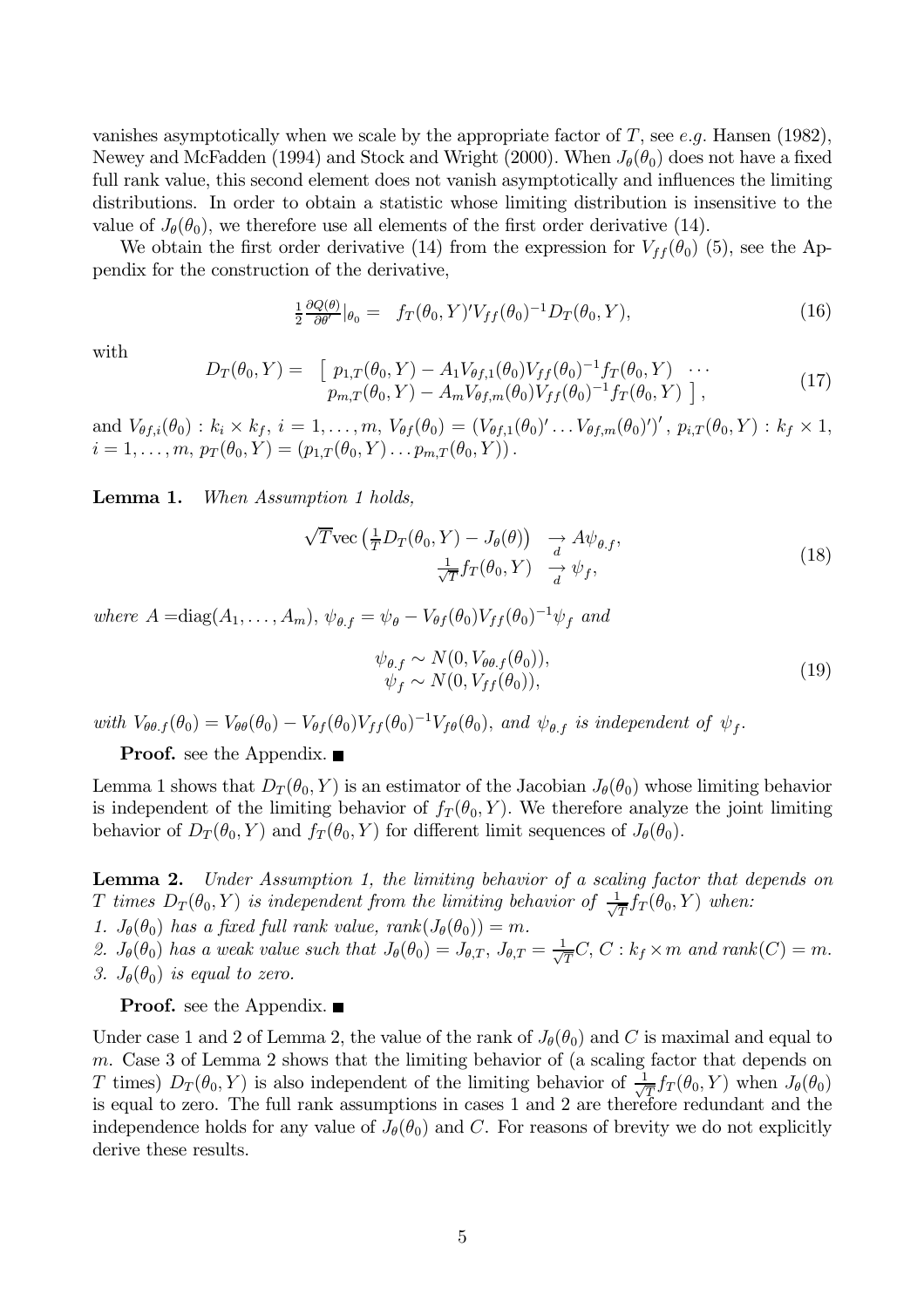vanishes asymptotically when we scale by the appropriate factor of $T$, see *e.g.* Hansen (1982), Newey and McFadden (1994) and Stock and Wright (2000). When $J_\theta(\theta_0)$ does not have a fixed full rank value, this second element does not vanish asymptotically and influences the limiting distributions. In order to obtain a statistic whose limiting distribution is insensitive to the value of $J_\theta(\theta_0)$, we therefore use all elements of the first order derivative (14).

We obtain the first order derivative (14) from the expression for $V_{ff}(\theta_0)$ (5), see the Appendix for the construction of the derivative,

$$\tfrac{1}{2}\tfrac{\partial Q(\theta)}{\partial \theta'}|_{\theta_0} = \ f_T(\theta_0, Y)'V_{ff}(\theta_0)^{-1}D_T(\theta_0, Y), \tag{16}$$

with

$$\begin{array}{rl} D_T(\theta_0, Y) = & \left[\ p_{1,T}(\theta_0, Y) - A_1 V_{\theta f,1}(\theta_0)V_{ff}(\theta_0)^{-1}f_T(\theta_0, Y) \ \ \cdots \right. \\ & \left. \ \ p_{m,T}(\theta_0, Y) - A_m V_{\theta f,m}(\theta_0)V_{ff}(\theta_0)^{-1}f_T(\theta_0, Y)\ \right], \end{array} \tag{17}$$

and $V_{\theta f,i}(\theta_0) : k_i \times k_f$, $i = 1, \ldots, m$, $V_{\theta f}(\theta_0) = (V_{\theta f,1}(\theta_0)' \ldots V_{\theta f,m}(\theta_0)')'$, $p_{i,T}(\theta_0, Y) : k_f \times 1$, $i = 1, \ldots, m$, $p_T(\theta_0, Y) = (p_{1,T}(\theta_0, Y) \ldots p_{m,T}(\theta_0, Y))$.

**Lemma 1.** *When Assumption 1 holds,*

$$\begin{array}{rl} \sqrt{T}\text{vec}\left(\frac{1}{T}D_T(\theta_0, Y) - J_\theta(\theta)\right) & \underset{d}{\rightarrow} A\psi_{\theta.f}, \\ \frac{1}{\sqrt{T}}f_T(\theta_0, Y) & \underset{d}{\rightarrow} \psi_f, \end{array} \tag{18}$$

*where* $A = \text{diag}(A_1, \ldots, A_m)$, $\psi_{\theta.f} = \psi_\theta - V_{\theta f}(\theta_0)V_{ff}(\theta_0)^{-1}\psi_f$ *and*

$$\begin{array}{c} \psi_{\theta.f} \sim N(0, V_{\theta\theta.f}(\theta_0)), \\ \psi_f \sim N(0, V_{ff}(\theta_0)), \end{array} \tag{19}$$

*with* $V_{\theta\theta.f}(\theta_0) = V_{\theta\theta}(\theta_0) - V_{\theta f}(\theta_0)V_{ff}(\theta_0)^{-1}V_{f\theta}(\theta_0)$, *and* $\psi_{\theta.f}$ *is independent of* $\psi_f$.

**Proof.** see the Appendix. ■

Lemma 1 shows that $D_T(\theta_0, Y)$ is an estimator of the Jacobian $J_\theta(\theta_0)$ whose limiting behavior is independent of the limiting behavior of $f_T(\theta_0, Y)$. We therefore analyze the joint limiting behavior of $D_T(\theta_0, Y)$ and $f_T(\theta_0, Y)$ for different limit sequences of $J_\theta(\theta_0)$.

**Lemma 2.** *Under Assumption 1, the limiting behavior of a scaling factor that depends on* $T$ *times* $D_T(\theta_0, Y)$ *is independent from the limiting behavior of* $\frac{1}{\sqrt{T}}f_T(\theta_0, Y)$ *when:*
*1.* $J_\theta(\theta_0)$ *has a fixed full rank value,* $\text{rank}(J_\theta(\theta_0)) = m$.
*2.* $J_\theta(\theta_0)$ *has a weak value such that* $J_\theta(\theta_0) = J_{\theta,T}$, $J_{\theta,T} = \frac{1}{\sqrt{T}}C$, $C : k_f \times m$ *and* $\text{rank}(C) = m$.
*3.* $J_\theta(\theta_0)$ *is equal to zero.*

**Proof.** see the Appendix. ■

Under case 1 and 2 of Lemma 2, the value of the rank of $J_\theta(\theta_0)$ and $C$ is maximal and equal to $m$. Case 3 of Lemma 2 shows that the limiting behavior of (a scaling factor that depends on $T$ times) $D_T(\theta_0, Y)$ is also independent of the limiting behavior of $\frac{1}{\sqrt{T}}f_T(\theta_0, Y)$ when $J_\theta(\theta_0)$ is equal to zero. The full rank assumptions in cases 1 and 2 are therefore redundant and the independence holds for any value of $J_\theta(\theta_0)$ and $C$. For reasons of brevity we do not explicitly derive these results.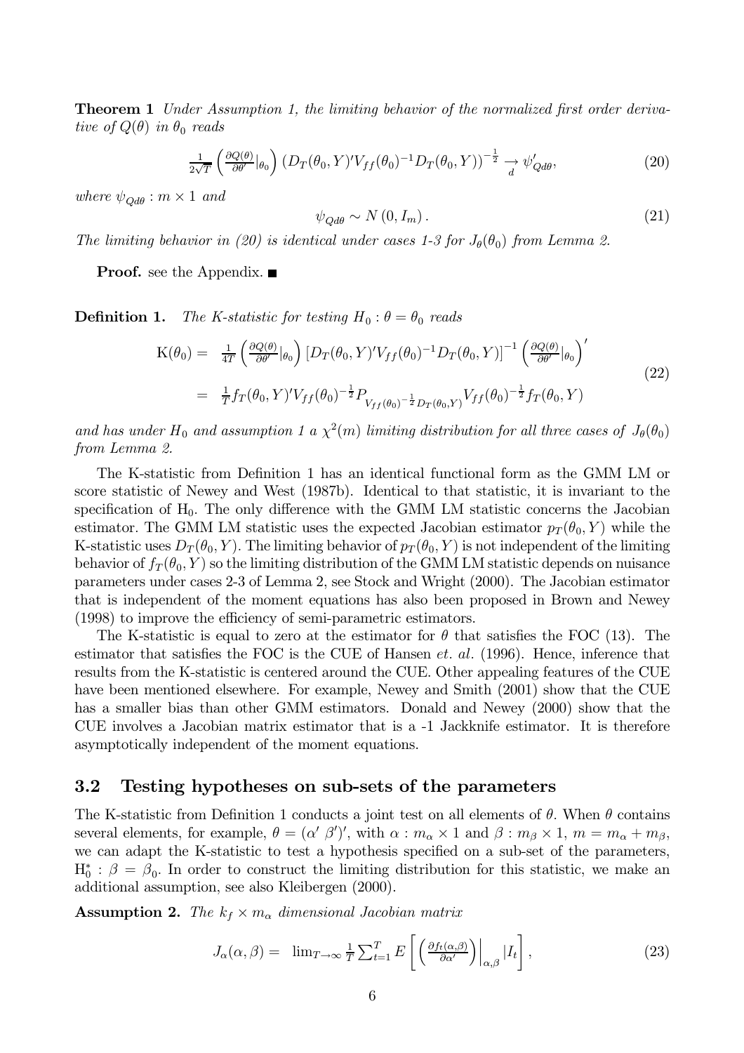**Theorem 1** *Under Assumption 1, the limiting behavior of the normalized first order derivative of $Q(\theta)$ in $\theta_0$ reads*

$$\tfrac{1}{2\sqrt{T}} \left( \tfrac{\partial Q(\theta)}{\partial \theta'}|_{\theta_0} \right) \left( D_T(\theta_0, Y)' V_{ff}(\theta_0)^{-1} D_T(\theta_0, Y) \right)^{-\frac{1}{2}} \underset{d}{\to} \psi'_{Qd\theta}, \tag{20}$$

*where $\psi_{Qd\theta} : m \times 1$ and*

$$\psi_{Qd\theta} \sim N\left(0, I_m\right). \tag{21}$$

*The limiting behavior in (20) is identical under cases 1-3 for $J_\theta(\theta_0)$ from Lemma 2.*

**Proof.** see the Appendix. ■

**Definition 1.** *The K-statistic for testing $H_0 : \theta = \theta_0$ reads*

$$\begin{aligned} \mathrm{K}(\theta_0) = &\ \tfrac{1}{4T} \left( \tfrac{\partial Q(\theta)}{\partial \theta'}|_{\theta_0} \right) \left[ D_T(\theta_0, Y)' V_{ff}(\theta_0)^{-1} D_T(\theta_0, Y) \right]^{-1} \left( \tfrac{\partial Q(\theta)}{\partial \theta'}|_{\theta_0} \right)' \\ = &\ \tfrac{1}{T} f_T(\theta_0, Y)' V_{ff}(\theta_0)^{-\frac{1}{2}} P_{V_{ff}(\theta_0)^{-\frac{1}{2}} D_T(\theta_0, Y)} V_{ff}(\theta_0)^{-\frac{1}{2}} f_T(\theta_0, Y) \end{aligned} \tag{22}$$

*and has under $H_0$ and assumption 1 a $\chi^2(m)$ limiting distribution for all three cases of $J_\theta(\theta_0)$ from Lemma 2.*

The K-statistic from Definition 1 has an identical functional form as the GMM LM or score statistic of Newey and West (1987b). Identical to that statistic, it is invariant to the specification of $H_0$. The only difference with the GMM LM statistic concerns the Jacobian estimator. The GMM LM statistic uses the expected Jacobian estimator $p_T(\theta_0, Y)$ while the K-statistic uses $D_T(\theta_0, Y)$. The limiting behavior of $p_T(\theta_0, Y)$ is not independent of the limiting behavior of $f_T(\theta_0, Y)$ so the limiting distribution of the GMM LM statistic depends on nuisance parameters under cases 2-3 of Lemma 2, see Stock and Wright (2000). The Jacobian estimator that is independent of the moment equations has also been proposed in Brown and Newey (1998) to improve the efficiency of semi-parametric estimators.

The K-statistic is equal to zero at the estimator for $\theta$ that satisfies the FOC (13). The estimator that satisfies the FOC is the CUE of Hansen *et. al.* (1996). Hence, inference that results from the K-statistic is centered around the CUE. Other appealing features of the CUE have been mentioned elsewhere. For example, Newey and Smith (2001) show that the CUE has a smaller bias than other GMM estimators. Donald and Newey (2000) show that the CUE involves a Jacobian matrix estimator that is a -1 Jackknife estimator. It is therefore asymptotically independent of the moment equations.

## 3.2 Testing hypotheses on sub-sets of the parameters

The K-statistic from Definition 1 conducts a joint test on all elements of $\theta$. When $\theta$ contains several elements, for example, $\theta = (\alpha' \ \beta')'$, with $\alpha : m_\alpha \times 1$ and $\beta : m_\beta \times 1$, $m = m_\alpha + m_\beta$, we can adapt the K-statistic to test a hypothesis specified on a sub-set of the parameters, $\mathrm{H}_0^* : \beta = \beta_0$. In order to construct the limiting distribution for this statistic, we make an additional assumption, see also Kleibergen (2000).

**Assumption 2.** *The $k_f \times m_\alpha$ dimensional Jacobian matrix*

$$J_\alpha(\alpha, \beta) = \ \lim_{T \to \infty} \tfrac{1}{T} \textstyle\sum_{t=1}^{T} E\left[ \left( \tfrac{\partial f_t(\alpha, \beta)}{\partial \alpha'} \right) \Big|_{\alpha, \beta} | I_t \right], \tag{23}$$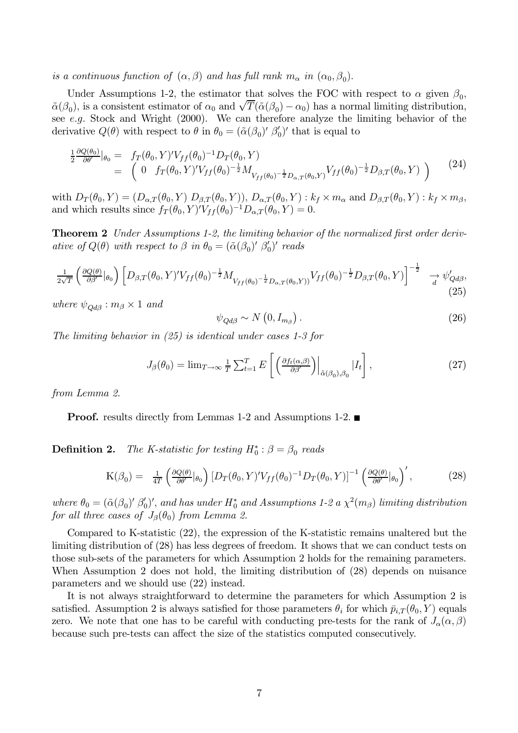*is a continuous function of* $(\alpha, \beta)$ *and has full rank* $m_\alpha$ *in* $(\alpha_0, \beta_0)$.

Under Assumptions 1-2, the estimator that solves the FOC with respect to $\alpha$ given $\beta_0$, $\tilde{\alpha}(\beta_0)$, is a consistent estimator of $\alpha_0$ and $\sqrt{T}(\tilde{\alpha}(\beta_0) - \alpha_0)$ has a normal limiting distribution, see *e.g.* Stock and Wright (2000). We can therefore analyze the limiting behavior of the derivative $Q(\theta)$ with respect to $\theta$ in $\theta_0 = (\tilde{\alpha}(\beta_0)' \ \beta_0')'$ that is equal to

$$
\begin{aligned}
\tfrac{1}{2}\tfrac{\partial Q(\theta_0)}{\partial \theta'}|_{\theta_0} &= f_T(\theta_0, Y)' V_{ff}(\theta_0)^{-1} D_T(\theta_0, Y) \\
&= \begin{pmatrix} 0 & f_T(\theta_0, Y)' V_{ff}(\theta_0)^{-\frac{1}{2}} M_{V_{ff}(\theta_0)^{-\frac{1}{2}} D_{\alpha,T}(\theta_0,Y)} V_{ff}(\theta_0)^{-\frac{1}{2}} D_{\beta,T}(\theta_0, Y) \end{pmatrix}
\end{aligned} \tag{24}
$$

with $D_T(\theta_0, Y) = (D_{\alpha,T}(\theta_0, Y) \ D_{\beta,T}(\theta_0, Y))$, $D_{\alpha,T}(\theta_0, Y) : k_f \times m_\alpha$ and $D_{\beta,T}(\theta_0, Y) : k_f \times m_\beta$, and which results since $f_T(\theta_0, Y)' V_{ff}(\theta_0)^{-1} D_{\alpha,T}(\theta_0, Y) = 0$.

**Theorem 2** *Under Assumptions 1-2, the limiting behavior of the normalized first order derivative of $Q(\theta)$ with respect to $\beta$ in $\theta_0 = (\tilde{\alpha}(\beta_0)' \ \beta_0')'$ reads*

$$
\tfrac{1}{2\sqrt{T}} \left( \tfrac{\partial Q(\theta)}{\partial \beta'}|_{\theta_0} \right) \left[ D_{\beta,T}(\theta_0, Y)' V_{ff}(\theta_0)^{-\frac{1}{2}} M_{V_{ff}(\theta_0)^{-\frac{1}{2}} D_{\alpha,T}(\theta_0,Y))} V_{ff}(\theta_0)^{-\frac{1}{2}} D_{\beta,T}(\theta_0, Y) \right]^{-\frac{1}{2}} \underset{d}{\rightarrow} \psi_{Qd\beta}', \tag{25}
$$

*where* $\psi_{Qd\beta} : m_\beta \times 1$ *and*

$$
\psi_{Qd\beta} \sim N\left(0, I_{m_\beta}\right). \tag{26}
$$

*The limiting behavior in (25) is identical under cases 1-3 for*

$$
J_\beta(\theta_0) = \lim_{T\to\infty} \tfrac{1}{T} \textstyle\sum_{t=1}^T E\left[ \left( \tfrac{\partial f_t(\alpha,\beta)}{\partial \beta'} \right)\Big|_{\tilde{\alpha}(\beta_0),\beta_0} |I_t \right], \tag{27}
$$

*from Lemma 2.*

**Proof.** results directly from Lemmas 1-2 and Assumptions 1-2. ∎

**Definition 2.** *The K-statistic for testing* $H_0^* : \beta = \beta_0$ *reads*

$$
\mathrm{K}(\beta_0) = \tfrac{1}{4T} \left( \tfrac{\partial Q(\theta)}{\partial \theta'}|_{\theta_0} \right) \left[ D_T(\theta_0, Y)' V_{ff}(\theta_0)^{-1} D_T(\theta_0, Y) \right]^{-1} \left( \tfrac{\partial Q(\theta)}{\partial \theta'}|_{\theta_0} \right)', \tag{28}
$$

*where* $\theta_0 = (\tilde{\alpha}(\beta_0)' \ \beta_0')'$, *and has under* $H_0^*$ *and Assumptions 1-2 a* $\chi^2(m_\beta)$ *limiting distribution for all three cases of* $J_\beta(\theta_0)$ *from Lemma 2.*

Compared to K-statistic (22), the expression of the K-statistic remains unaltered but the limiting distribution of (28) has less degrees of freedom. It shows that we can conduct tests on those sub-sets of the parameters for which Assumption 2 holds for the remaining parameters. When Assumption 2 does not hold, the limiting distribution of (28) depends on nuisance parameters and we should use (22) instead.

It is not always straightforward to determine the parameters for which Assumption 2 is satisfied. Assumption 2 is always satisfied for those parameters $\theta_i$ for which $\bar{p}_{i,T}(\theta_0, Y)$ equals zero. We note that one has to be careful with conducting pre-tests for the rank of $J_\alpha(\alpha, \beta)$ because such pre-tests can affect the size of the statistics computed consecutively.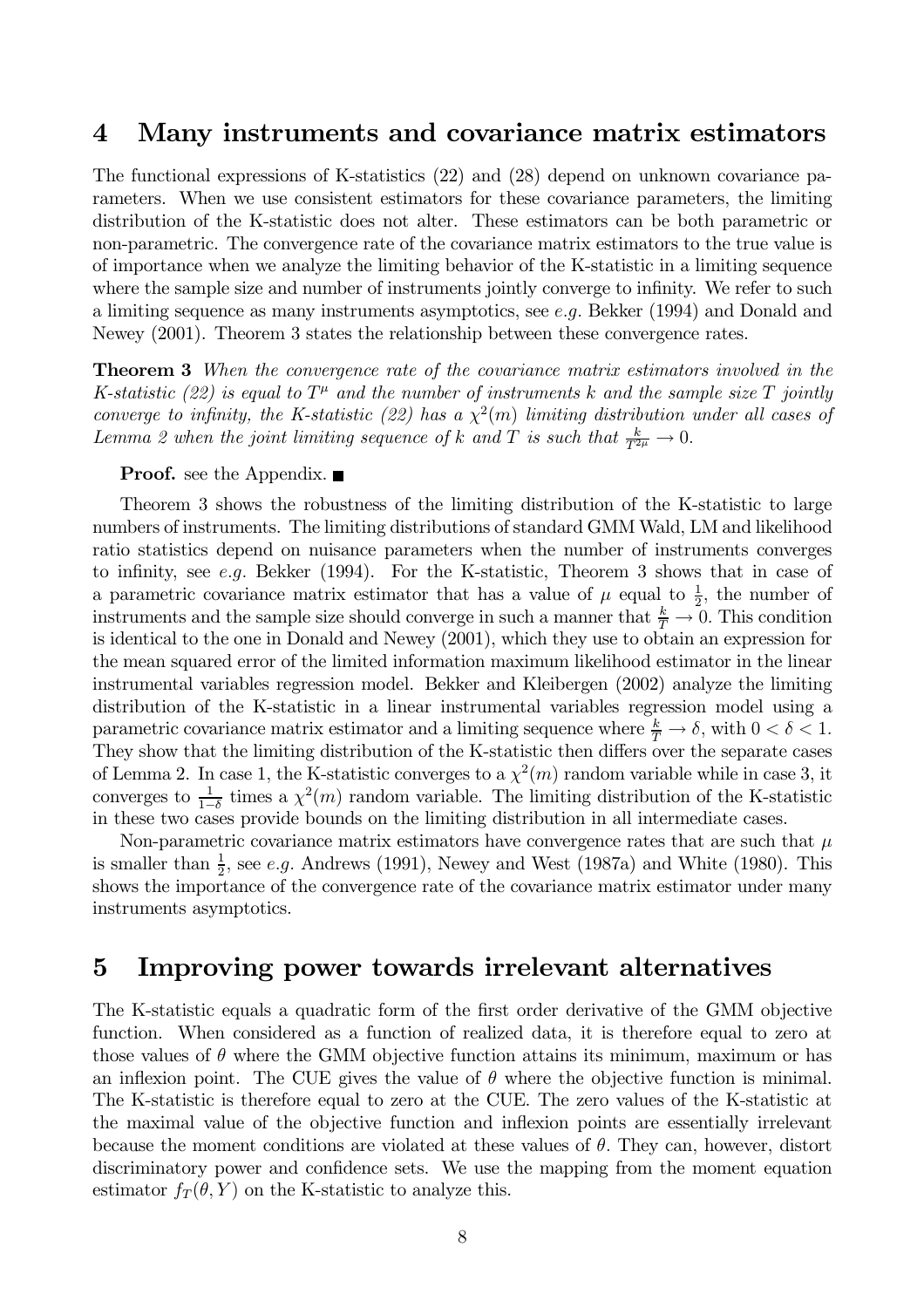## 4 Many instruments and covariance matrix estimators

The functional expressions of K-statistics (22) and (28) depend on unknown covariance parameters. When we use consistent estimators for these covariance parameters, the limiting distribution of the K-statistic does not alter. These estimators can be both parametric or non-parametric. The convergence rate of the covariance matrix estimators to the true value is of importance when we analyze the limiting behavior of the K-statistic in a limiting sequence where the sample size and number of instruments jointly converge to infinity. We refer to such a limiting sequence as many instruments asymptotics, see *e.g.* Bekker (1994) and Donald and Newey (2001). Theorem 3 states the relationship between these convergence rates.

**Theorem 3** *When the convergence rate of the covariance matrix estimators involved in the K-statistic (22) is equal to $T^{\mu}$ and the number of instruments $k$ and the sample size $T$ jointly converge to infinity, the K-statistic (22) has a $\chi^2(m)$ limiting distribution under all cases of Lemma 2 when the joint limiting sequence of $k$ and $T$ is such that $\frac{k}{T^{2\mu}} \to 0$.*

**Proof.** see the Appendix. ■

Theorem 3 shows the robustness of the limiting distribution of the K-statistic to large numbers of instruments. The limiting distributions of standard GMM Wald, LM and likelihood ratio statistics depend on nuisance parameters when the number of instruments converges to infinity, see *e.g.* Bekker (1994). For the K-statistic, Theorem 3 shows that in case of a parametric covariance matrix estimator that has a value of $\mu$ equal to $\frac{1}{2}$, the number of instruments and the sample size should converge in such a manner that $\frac{k}{T} \to 0$. This condition is identical to the one in Donald and Newey (2001), which they use to obtain an expression for the mean squared error of the limited information maximum likelihood estimator in the linear instrumental variables regression model. Bekker and Kleibergen (2002) analyze the limiting distribution of the K-statistic in a linear instrumental variables regression model using a parametric covariance matrix estimator and a limiting sequence where $\frac{k}{T} \to \delta$, with $0 < \delta < 1$. They show that the limiting distribution of the K-statistic then differs over the separate cases of Lemma 2. In case 1, the K-statistic converges to a $\chi^2(m)$ random variable while in case 3, it converges to $\frac{1}{1-\delta}$ times a $\chi^2(m)$ random variable. The limiting distribution of the K-statistic in these two cases provide bounds on the limiting distribution in all intermediate cases.

Non-parametric covariance matrix estimators have convergence rates that are such that $\mu$ is smaller than $\frac{1}{2}$, see *e.g.* Andrews (1991), Newey and West (1987a) and White (1980). This shows the importance of the convergence rate of the covariance matrix estimator under many instruments asymptotics.

## 5 Improving power towards irrelevant alternatives

The K-statistic equals a quadratic form of the first order derivative of the GMM objective function. When considered as a function of realized data, it is therefore equal to zero at those values of $\theta$ where the GMM objective function attains its minimum, maximum or has an inflexion point. The CUE gives the value of $\theta$ where the objective function is minimal. The K-statistic is therefore equal to zero at the CUE. The zero values of the K-statistic at the maximal value of the objective function and inflexion points are essentially irrelevant because the moment conditions are violated at these values of $\theta$. They can, however, distort discriminatory power and confidence sets. We use the mapping from the moment equation estimator $f_T(\theta, Y)$ on the K-statistic to analyze this.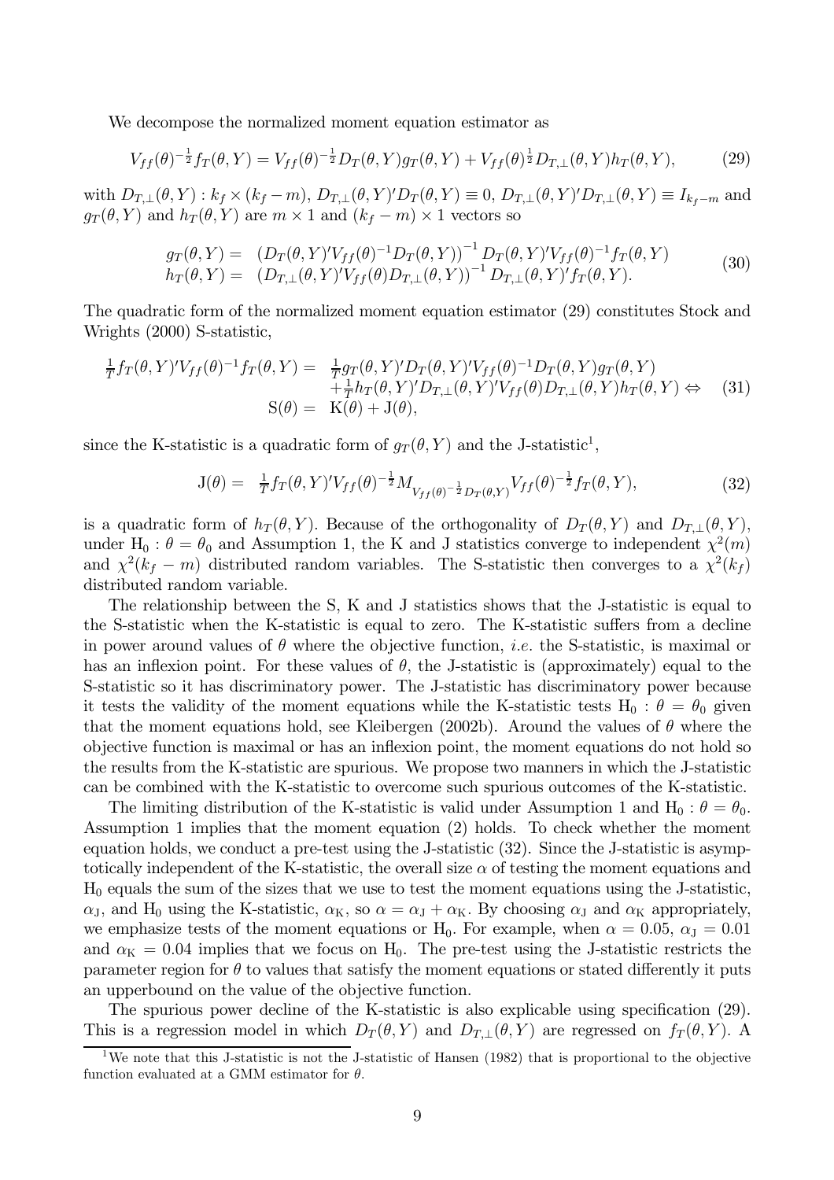We decompose the normalized moment equation estimator as

$$
V_{ff}(\theta)^{-\frac{1}{2}}f_T(\theta,Y) = V_{ff}(\theta)^{-\frac{1}{2}}D_T(\theta,Y)g_T(\theta,Y) + V_{ff}(\theta)^{\frac{1}{2}}D_{T,\perp}(\theta,Y)h_T(\theta,Y), \tag{29}
$$

with $D_{T,\perp}(\theta,Y) : k_f \times (k_f - m)$, $D_{T,\perp}(\theta,Y)'D_T(\theta,Y) \equiv 0$, $D_{T,\perp}(\theta,Y)'D_{T,\perp}(\theta,Y) \equiv I_{k_f-m}$ and $g_T(\theta,Y)$ and $h_T(\theta,Y)$ are $m \times 1$ and $(k_f - m) \times 1$ vectors so

$$
\begin{array}{rl}
g_T(\theta,Y) = & \left(D_T(\theta,Y)'V_{ff}(\theta)^{-1}D_T(\theta,Y)\right)^{-1} D_T(\theta,Y)'V_{ff}(\theta)^{-1}f_T(\theta,Y) \\
h_T(\theta,Y) = & \left(D_{T,\perp}(\theta,Y)'V_{ff}(\theta)D_{T,\perp}(\theta,Y)\right)^{-1} D_{T,\perp}(\theta,Y)'f_T(\theta,Y).
\end{array} \tag{30}
$$

The quadratic form of the normalized moment equation estimator (29) constitutes Stock and Wrights (2000) S-statistic,

$$
\begin{array}{rl}
\frac{1}{T}f_T(\theta,Y)'V_{ff}(\theta)^{-1}f_T(\theta,Y) = & \frac{1}{T}g_T(\theta,Y)'D_T(\theta,Y)'V_{ff}(\theta)^{-1}D_T(\theta,Y)g_T(\theta,Y) \\
& +\frac{1}{T}h_T(\theta,Y)'D_{T,\perp}(\theta,Y)'V_{ff}(\theta)D_{T,\perp}(\theta,Y)h_T(\theta,Y) \Leftrightarrow \\
\mathrm{S}(\theta) = & \mathrm{K}(\theta) + \mathrm{J}(\theta),
\end{array} \tag{31}
$$

since the K-statistic is a quadratic form of $g_T(\theta,Y)$ and the J-statistic[1],

$$
\mathrm{J}(\theta) = \ \frac{1}{T}f_T(\theta,Y)'V_{ff}(\theta)^{-\frac{1}{2}}M_{V_{ff}(\theta)^{-\frac{1}{2}}D_T(\theta,Y)}V_{ff}(\theta)^{-\frac{1}{2}}f_T(\theta,Y), \tag{32}
$$

is a quadratic form of $h_T(\theta,Y)$. Because of the orthogonality of $D_T(\theta,Y)$ and $D_{T,\perp}(\theta,Y)$, under $\mathrm{H}_0 : \theta = \theta_0$ and Assumption 1, the K and J statistics converge to independent $\chi^2(m)$ and $\chi^2(k_f - m)$ distributed random variables. The S-statistic then converges to a $\chi^2(k_f)$ distributed random variable.

The relationship between the S, K and J statistics shows that the J-statistic is equal to the S-statistic when the K-statistic is equal to zero. The K-statistic suffers from a decline in power around values of $\theta$ where the objective function, *i.e.* the S-statistic, is maximal or has an inflexion point. For these values of $\theta$, the J-statistic is (approximately) equal to the S-statistic so it has discriminatory power. The J-statistic has discriminatory power because it tests the validity of the moment equations while the K-statistic tests $\mathrm{H}_0 : \theta = \theta_0$ given that the moment equations hold, see Kleibergen (2002b). Around the values of $\theta$ where the objective function is maximal or has an inflexion point, the moment equations do not hold so the results from the K-statistic are spurious. We propose two manners in which the J-statistic can be combined with the K-statistic to overcome such spurious outcomes of the K-statistic.

The limiting distribution of the K-statistic is valid under Assumption 1 and $\mathrm{H}_0 : \theta = \theta_0$. Assumption 1 implies that the moment equation (2) holds. To check whether the moment equation holds, we conduct a pre-test using the J-statistic (32). Since the J-statistic is asymptotically independent of the K-statistic, the overall size $\alpha$ of testing the moment equations and $\mathrm{H}_0$ equals the sum of the sizes that we use to test the moment equations using the J-statistic, $\alpha_{\mathrm{J}}$, and $\mathrm{H}_0$ using the K-statistic, $\alpha_{\mathrm{K}}$, so $\alpha = \alpha_{\mathrm{J}} + \alpha_{\mathrm{K}}$. By choosing $\alpha_{\mathrm{J}}$ and $\alpha_{\mathrm{K}}$ appropriately, we emphasize tests of the moment equations or $\mathrm{H}_0$. For example, when $\alpha = 0.05$, $\alpha_{\mathrm{J}} = 0.01$ and $\alpha_{\mathrm{K}} = 0.04$ implies that we focus on $\mathrm{H}_0$. The pre-test using the J-statistic restricts the parameter region for $\theta$ to values that satisfy the moment equations or stated differently it puts an upperbound on the value of the objective function.

The spurious power decline of the K-statistic is also explicable using specification (29). This is a regression model in which $D_T(\theta,Y)$ and $D_{T,\perp}(\theta,Y)$ are regressed on $f_T(\theta,Y)$. A

[1] We note that this J-statistic is not the J-statistic of Hansen (1982) that is proportional to the objective function evaluated at a GMM estimator for $\theta$.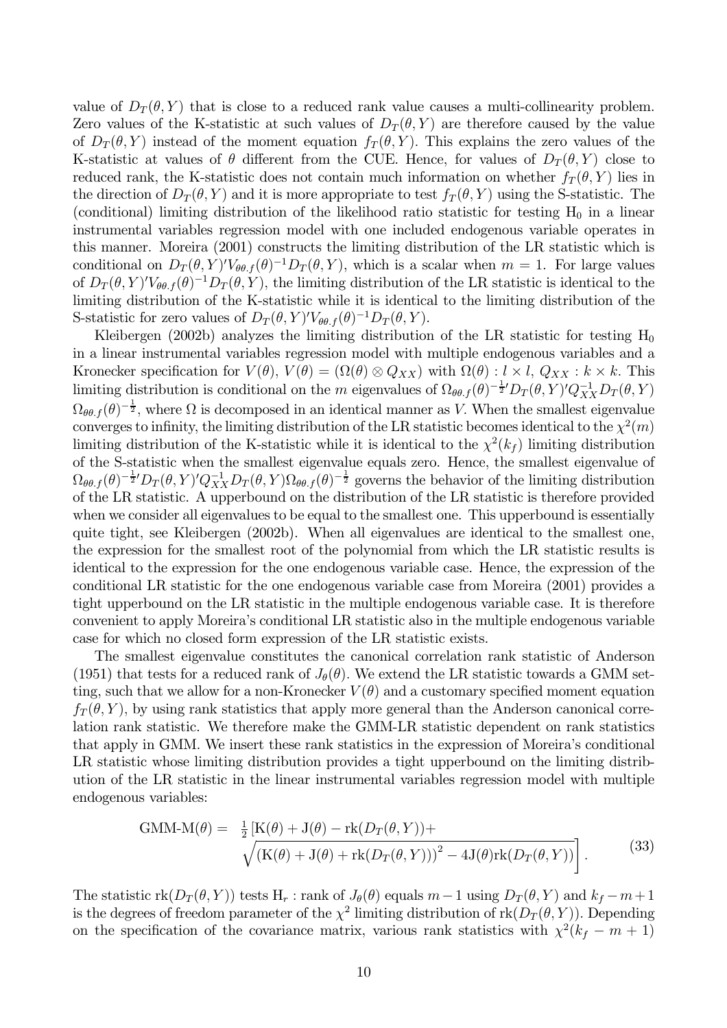value of $D_T(\theta, Y)$ that is close to a reduced rank value causes a multi-collinearity problem. Zero values of the K-statistic at such values of $D_T(\theta, Y)$ are therefore caused by the value of $D_T(\theta, Y)$ instead of the moment equation $f_T(\theta, Y)$. This explains the zero values of the K-statistic at values of $\theta$ different from the CUE. Hence, for values of $D_T(\theta, Y)$ close to reduced rank, the K-statistic does not contain much information on whether $f_T(\theta, Y)$ lies in the direction of $D_T(\theta, Y)$ and it is more appropriate to test $f_T(\theta, Y)$ using the S-statistic. The (conditional) limiting distribution of the likelihood ratio statistic for testing $\mathrm{H}_0$ in a linear instrumental variables regression model with one included endogenous variable operates in this manner. Moreira (2001) constructs the limiting distribution of the LR statistic which is conditional on $D_T(\theta, Y)'V_{\theta\theta.f}(\theta)^{-1}D_T(\theta, Y)$, which is a scalar when $m = 1$. For large values of $D_T(\theta, Y)'V_{\theta\theta.f}(\theta)^{-1}D_T(\theta, Y)$, the limiting distribution of the LR statistic is identical to the limiting distribution of the K-statistic while it is identical to the limiting distribution of the S-statistic for zero values of $D_T(\theta, Y)'V_{\theta\theta.f}(\theta)^{-1}D_T(\theta, Y)$.

Kleibergen (2002b) analyzes the limiting distribution of the LR statistic for testing $\mathrm{H}_0$ in a linear instrumental variables regression model with multiple endogenous variables and a Kronecker specification for $V(\theta)$, $V(\theta) = (\Omega(\theta) \otimes Q_{XX})$ with $\Omega(\theta) : l \times l$, $Q_{XX} : k \times k$. This limiting distribution is conditional on the $m$ eigenvalues of $\Omega_{\theta\theta.f}(\theta)^{-\frac{1}{2}\prime}D_T(\theta, Y)'Q_{XX}^{-1}D_T(\theta, Y)\Omega_{\theta\theta.f}(\theta)^{-\frac{1}{2}}$, where $\Omega$ is decomposed in an identical manner as $V$. When the smallest eigenvalue converges to infinity, the limiting distribution of the LR statistic becomes identical to the $\chi^2(m)$ limiting distribution of the K-statistic while it is identical to the $\chi^2(k_f)$ limiting distribution of the S-statistic when the smallest eigenvalue equals zero. Hence, the smallest eigenvalue of $\Omega_{\theta\theta.f}(\theta)^{-\frac{1}{2}\prime}D_T(\theta, Y)'Q_{XX}^{-1}D_T(\theta, Y)\Omega_{\theta\theta.f}(\theta)^{-\frac{1}{2}}$ governs the behavior of the limiting distribution of the LR statistic. A upperbound on the distribution of the LR statistic is therefore provided when we consider all eigenvalues to be equal to the smallest one. This upperbound is essentially quite tight, see Kleibergen (2002b). When all eigenvalues are identical to the smallest one, the expression for the smallest root of the polynomial from which the LR statistic results is identical to the expression for the one endogenous variable case. Hence, the expression of the conditional LR statistic for the one endogenous variable case from Moreira (2001) provides a tight upperbound on the LR statistic in the multiple endogenous variable case. It is therefore convenient to apply Moreira's conditional LR statistic also in the multiple endogenous variable case for which no closed form expression of the LR statistic exists.

The smallest eigenvalue constitutes the canonical correlation rank statistic of Anderson (1951) that tests for a reduced rank of $J_\theta(\theta)$. We extend the LR statistic towards a GMM setting, such that we allow for a non-Kronecker $V(\theta)$ and a customary specified moment equation $f_T(\theta, Y)$, by using rank statistics that apply more general than the Anderson canonical correlation rank statistic. We therefore make the GMM-LR statistic dependent on rank statistics that apply in GMM. We insert these rank statistics in the expression of Moreira's conditional LR statistic whose limiting distribution provides a tight upperbound on the limiting distribution of the LR statistic in the linear instrumental variables regression model with multiple endogenous variables:

$$
\begin{aligned}
\text{GMM-M}(\theta) = \;& \tfrac{1}{2}\Big[\mathrm{K}(\theta) + \mathrm{J}(\theta) - \mathrm{rk}(D_T(\theta, Y)) + \\
& \sqrt{\left(\mathrm{K}(\theta) + \mathrm{J}(\theta) + \mathrm{rk}(D_T(\theta, Y))\right)^2 - 4\mathrm{J}(\theta)\mathrm{rk}(D_T(\theta, Y))}\,\Big].
\end{aligned} \tag{33}
$$

The statistic $\mathrm{rk}(D_T(\theta, Y))$ tests $\mathrm{H}_r$ : rank of $J_\theta(\theta)$ equals $m-1$ using $D_T(\theta, Y)$ and $k_f - m + 1$ is the degrees of freedom parameter of the $\chi^2$ limiting distribution of $\mathrm{rk}(D_T(\theta, Y))$. Depending on the specification of the covariance matrix, various rank statistics with $\chi^2(k_f - m + 1)$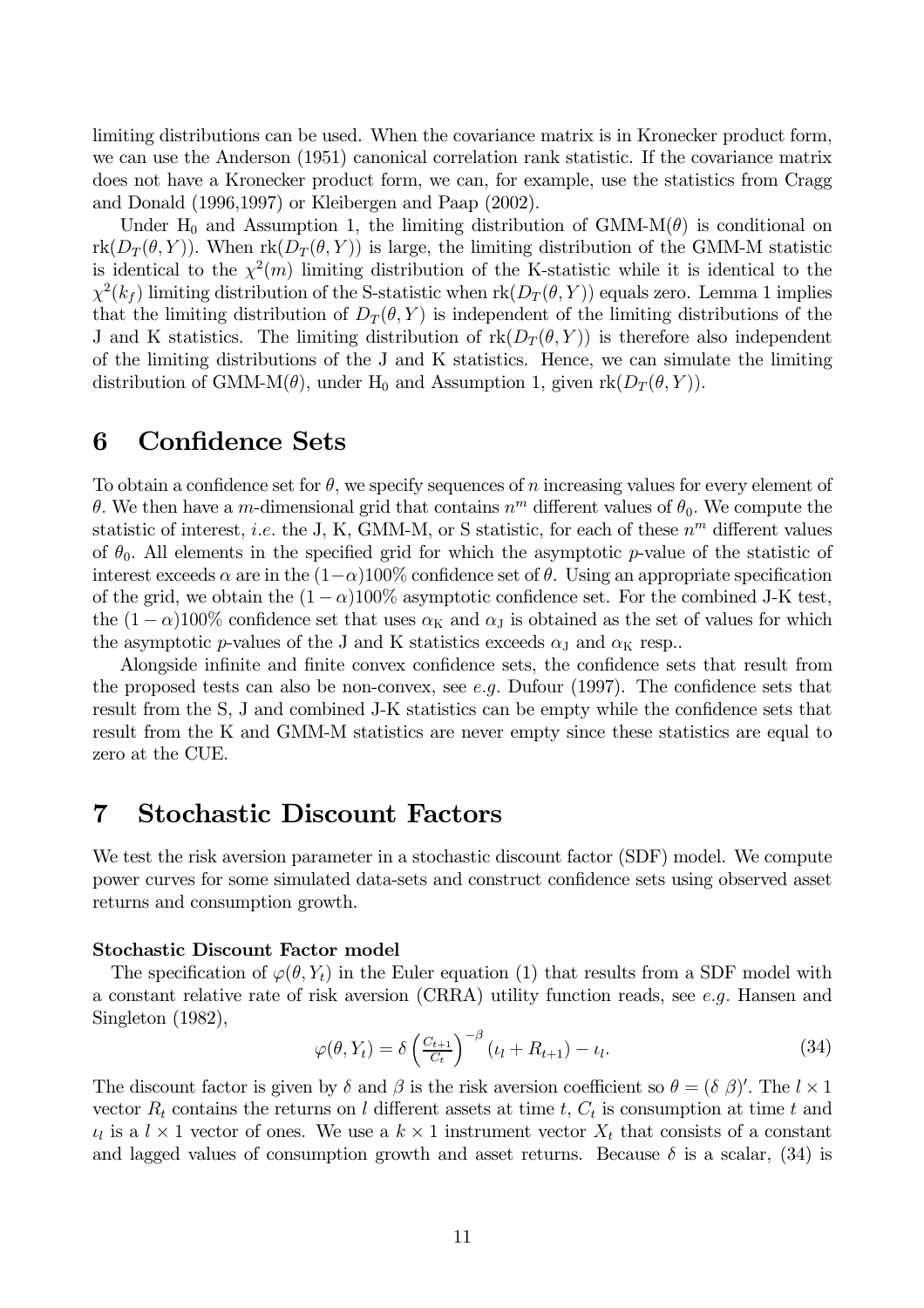limiting distributions can be used. When the covariance matrix is in Kronecker product form, we can use the Anderson (1951) canonical correlation rank statistic. If the covariance matrix does not have a Kronecker product form, we can, for example, use the statistics from Cragg and Donald (1996,1997) or Kleibergen and Paap (2002).

Under $\mathrm{H}_0$ and Assumption 1, the limiting distribution of GMM-M($\theta$) is conditional on $\mathrm{rk}(D_T(\theta, Y))$. When $\mathrm{rk}(D_T(\theta, Y))$ is large, the limiting distribution of the GMM-M statistic is identical to the $\chi^2(m)$ limiting distribution of the K-statistic while it is identical to the $\chi^2(k_f)$ limiting distribution of the S-statistic when $\mathrm{rk}(D_T(\theta, Y))$ equals zero. Lemma 1 implies that the limiting distribution of $D_T(\theta, Y)$ is independent of the limiting distributions of the J and K statistics. The limiting distribution of $\mathrm{rk}(D_T(\theta, Y))$ is therefore also independent of the limiting distributions of the J and K statistics. Hence, we can simulate the limiting distribution of GMM-M($\theta$), under $\mathrm{H}_0$ and Assumption 1, given $\mathrm{rk}(D_T(\theta, Y))$.

# 6 Confidence Sets

To obtain a confidence set for $\theta$, we specify sequences of $n$ increasing values for every element of $\theta$. We then have a $m$-dimensional grid that contains $n^m$ different values of $\theta_0$. We compute the statistic of interest, *i.e.* the J, K, GMM-M, or S statistic, for each of these $n^m$ different values of $\theta_0$. All elements in the specified grid for which the asymptotic $p$-value of the statistic of interest exceeds $\alpha$ are in the $(1-\alpha)100\%$ confidence set of $\theta$. Using an appropriate specification of the grid, we obtain the $(1-\alpha)100\%$ asymptotic confidence set. For the combined J-K test, the $(1-\alpha)100\%$ confidence set that uses $\alpha_{\mathrm{K}}$ and $\alpha_{\mathrm{J}}$ is obtained as the set of values for which the asymptotic $p$-values of the J and K statistics exceeds $\alpha_{\mathrm{J}}$ and $\alpha_{\mathrm{K}}$ resp..

Alongside infinite and finite convex confidence sets, the confidence sets that result from the proposed tests can also be non-convex, see *e.g.* Dufour (1997). The confidence sets that result from the S, J and combined J-K statistics can be empty while the confidence sets that result from the K and GMM-M statistics are never empty since these statistics are equal to zero at the CUE.

# 7 Stochastic Discount Factors

We test the risk aversion parameter in a stochastic discount factor (SDF) model. We compute power curves for some simulated data-sets and construct confidence sets using observed asset returns and consumption growth.

**Stochastic Discount Factor model**

The specification of $\varphi(\theta, Y_t)$ in the Euler equation (1) that results from a SDF model with a constant relative rate of risk aversion (CRRA) utility function reads, see *e.g.* Hansen and Singleton (1982),

$$\varphi(\theta, Y_t) = \delta \left(\frac{C_{t+1}}{C_t}\right)^{-\beta} (\iota_l + R_{t+1}) - \iota_l. \tag{34}$$

The discount factor is given by $\delta$ and $\beta$ is the risk aversion coefficient so $\theta = (\delta \ \beta)'$. The $l \times 1$ vector $R_t$ contains the returns on $l$ different assets at time $t$, $C_t$ is consumption at time $t$ and $\iota_l$ is a $l \times 1$ vector of ones. We use a $k \times 1$ instrument vector $X_t$ that consists of a constant and lagged values of consumption growth and asset returns. Because $\delta$ is a scalar, (34) is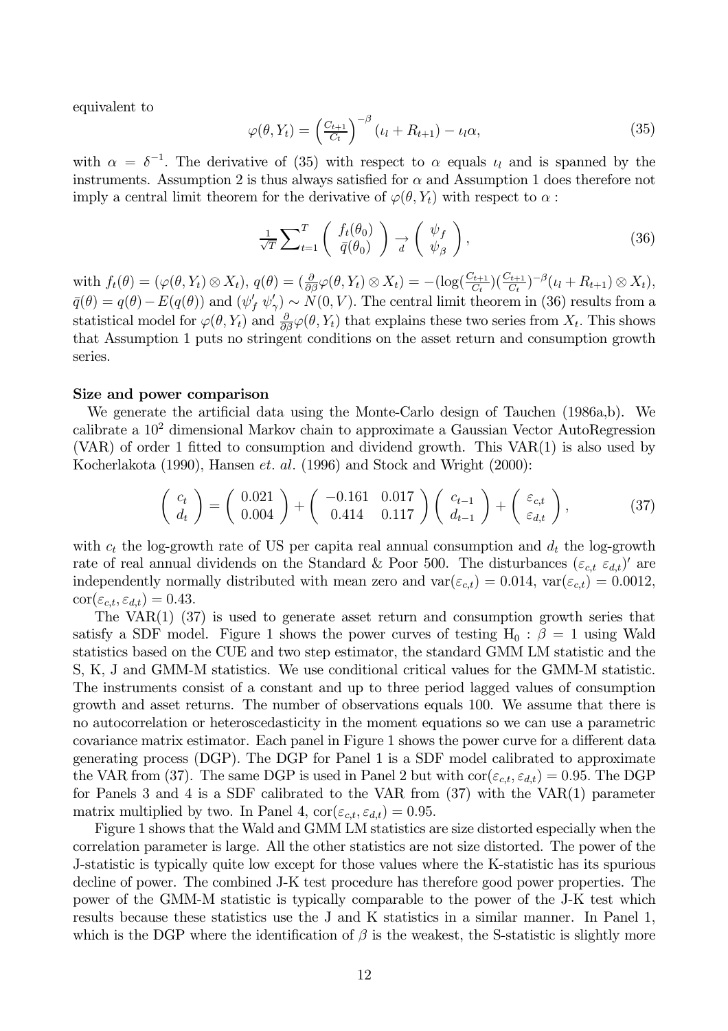equivalent to

$$\varphi(\theta, Y_t) = \left(\tfrac{C_{t+1}}{C_t}\right)^{-\beta} (\iota_l + R_{t+1}) - \iota_l \alpha, \tag{35}$$

with $\alpha = \delta^{-1}$. The derivative of (35) with respect to $\alpha$ equals $\iota_l$ and is spanned by the instruments. Assumption 2 is thus always satisfied for $\alpha$ and Assumption 1 does therefore not imply a central limit theorem for the derivative of $\varphi(\theta, Y_t)$ with respect to $\alpha$ :

$$\tfrac{1}{\sqrt{T}} \sum_{t=1}^{T} \begin{pmatrix} f_t(\theta_0) \\ \bar{q}(\theta_0) \end{pmatrix} \underset{d}{\to} \begin{pmatrix} \psi_f \\ \psi_\beta \end{pmatrix}, \tag{36}$$

with $f_t(\theta) = (\varphi(\theta, Y_t) \otimes X_t)$, $q(\theta) = (\frac{\partial}{\partial \beta}\varphi(\theta, Y_t) \otimes X_t) = -(\log(\frac{C_{t+1}}{C_t})(\frac{C_{t+1}}{C_t})^{-\beta}(\iota_l + R_{t+1}) \otimes X_t)$, $\bar{q}(\theta) = q(\theta) - E(q(\theta))$ and $(\psi_f' \; \psi_\gamma') \sim N(0, V)$. The central limit theorem in (36) results from a statistical model for $\varphi(\theta, Y_t)$ and $\frac{\partial}{\partial \beta}\varphi(\theta, Y_t)$ that explains these two series from $X_t$. This shows that Assumption 1 puts no stringent conditions on the asset return and consumption growth series.

**Size and power comparison**

We generate the artificial data using the Monte-Carlo design of Tauchen (1986a,b). We calibrate a $10^2$ dimensional Markov chain to approximate a Gaussian Vector AutoRegression (VAR) of order 1 fitted to consumption and dividend growth. This VAR(1) is also used by Kocherlakota (1990), Hansen *et. al.* (1996) and Stock and Wright (2000):

$$\begin{pmatrix} c_t \\ d_t \end{pmatrix} = \begin{pmatrix} 0.021 \\ 0.004 \end{pmatrix} + \begin{pmatrix} -0.161 & 0.017 \\ 0.414 & 0.117 \end{pmatrix} \begin{pmatrix} c_{t-1} \\ d_{t-1} \end{pmatrix} + \begin{pmatrix} \varepsilon_{c,t} \\ \varepsilon_{d,t} \end{pmatrix}, \tag{37}$$

with $c_t$ the log-growth rate of US per capita real annual consumption and $d_t$ the log-growth rate of real annual dividends on the Standard & Poor 500. The disturbances $(\varepsilon_{c,t} \; \varepsilon_{d,t})'$ are independently normally distributed with mean zero and $\text{var}(\varepsilon_{c,t}) = 0.014$, $\text{var}(\varepsilon_{c,t}) = 0.0012$, $\text{cor}(\varepsilon_{c,t}, \varepsilon_{d,t}) = 0.43$.

The VAR(1) (37) is used to generate asset return and consumption growth series that satisfy a SDF model. Figure 1 shows the power curves of testing $\text{H}_0 : \beta = 1$ using Wald statistics based on the CUE and two step estimator, the standard GMM LM statistic and the S, K, J and GMM-M statistics. We use conditional critical values for the GMM-M statistic. The instruments consist of a constant and up to three period lagged values of consumption growth and asset returns. The number of observations equals 100. We assume that there is no autocorrelation or heteroscedasticity in the moment equations so we can use a parametric covariance matrix estimator. Each panel in Figure 1 shows the power curve for a different data generating process (DGP). The DGP for Panel 1 is a SDF model calibrated to approximate the VAR from (37). The same DGP is used in Panel 2 but with $\text{cor}(\varepsilon_{c,t}, \varepsilon_{d,t}) = 0.95$. The DGP for Panels 3 and 4 is a SDF calibrated to the VAR from (37) with the VAR(1) parameter matrix multiplied by two. In Panel 4, $\text{cor}(\varepsilon_{c,t}, \varepsilon_{d,t}) = 0.95$.

Figure 1 shows that the Wald and GMM LM statistics are size distorted especially when the correlation parameter is large. All the other statistics are not size distorted. The power of the J-statistic is typically quite low except for those values where the K-statistic has its spurious decline of power. The combined J-K test procedure has therefore good power properties. The power of the GMM-M statistic is typically comparable to the power of the J-K test which results because these statistics use the J and K statistics in a similar manner. In Panel 1, which is the DGP where the identification of $\beta$ is the weakest, the S-statistic is slightly more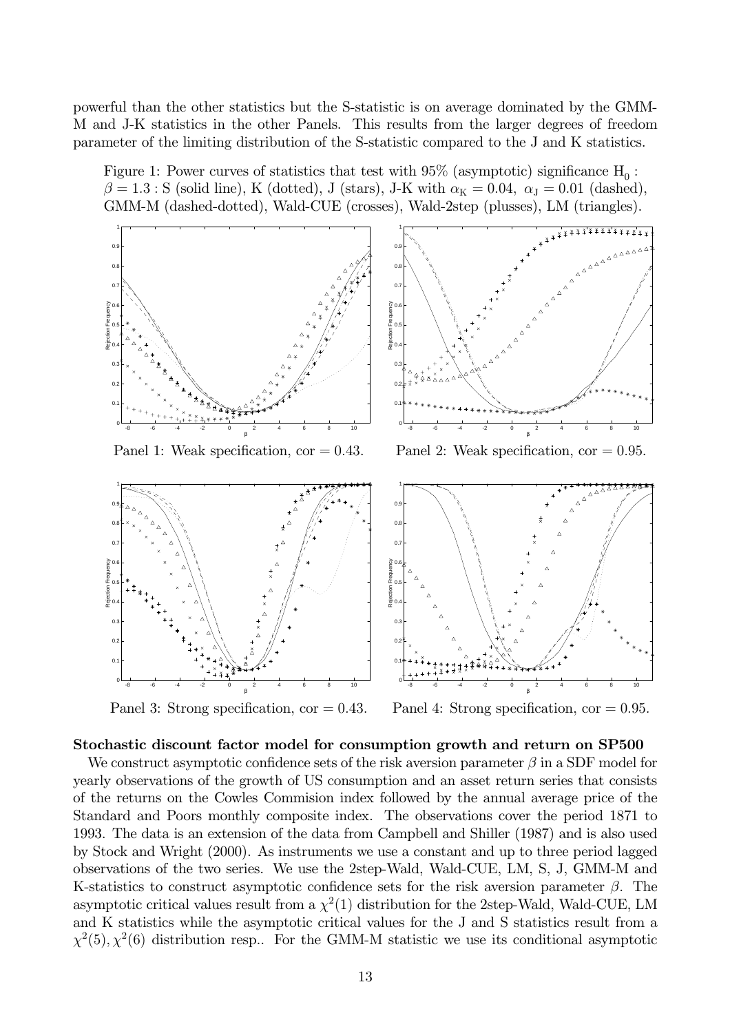powerful than the other statistics but the S-statistic is on average dominated by the GMM-M and J-K statistics in the other Panels. This results from the larger degrees of freedom parameter of the limiting distribution of the S-statistic compared to the J and K statistics.

Figure 1: Power curves of statistics that test with 95% (asymptotic) significance $H_0$ : $\beta = 1.3$ : S (solid line), K (dotted), J (stars), J-K with $\alpha_K = 0.04$, $\alpha_J = 0.01$ (dashed), GMM-M (dashed-dotted), Wald-CUE (crosses), Wald-2step (plusses), LM (triangles).

Panel 1: Weak specification, cor = 0.43. Panel 2: Weak specification, cor = 0.95.

Panel 3: Strong specification, cor = 0.43. Panel 4: Strong specification, cor = 0.95.

**Stochastic discount factor model for consumption growth and return on SP500**

We construct asymptotic confidence sets of the risk aversion parameter $\beta$ in a SDF model for yearly observations of the growth of US consumption and an asset return series that consists of the returns on the Cowles Commision index followed by the annual average price of the Standard and Poors monthly composite index. The observations cover the period 1871 to 1993. The data is an extension of the data from Campbell and Shiller (1987) and is also used by Stock and Wright (2000). As instruments we use a constant and up to three period lagged observations of the two series. We use the 2step-Wald, Wald-CUE, LM, S, J, GMM-M and K-statistics to construct asymptotic confidence sets for the risk aversion parameter $\beta$. The asymptotic critical values result from a $\chi^2(1)$ distribution for the 2step-Wald, Wald-CUE, LM and K statistics while the asymptotic critical values for the J and S statistics result from a $\chi^2(5), \chi^2(6)$ distribution resp.. For the GMM-M statistic we use its conditional asymptotic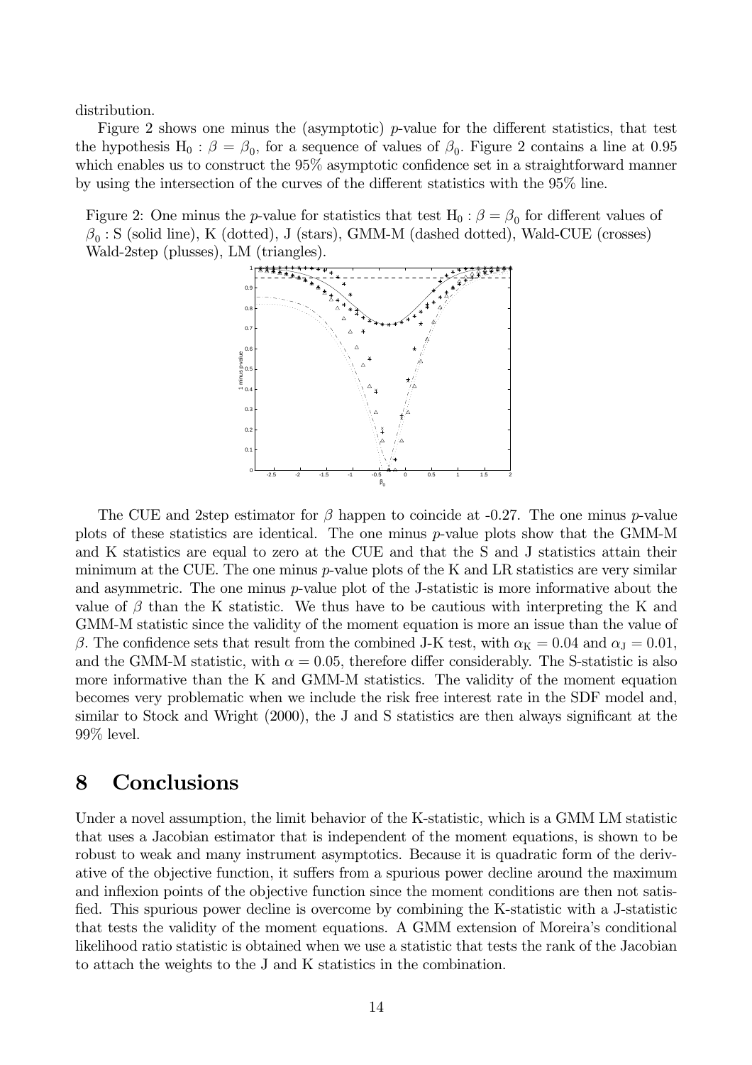distribution.

Figure 2 shows one minus the (asymptotic) $p$-value for the different statistics, that test the hypothesis $\mathrm{H}_0 : \beta = \beta_0$, for a sequence of values of $\beta_0$. Figure 2 contains a line at 0.95 which enables us to construct the 95% asymptotic confidence set in a straightforward manner by using the intersection of the curves of the different statistics with the 95% line.

Figure 2: One minus the $p$-value for statistics that test $\mathrm{H}_0 : \beta = \beta_0$ for different values of $\beta_0$ : S (solid line), K (dotted), J (stars), GMM-M (dashed dotted), Wald-CUE (crosses) Wald-2step (plusses), LM (triangles).

The CUE and 2step estimator for $\beta$ happen to coincide at -0.27. The one minus $p$-value plots of these statistics are identical. The one minus $p$-value plots show that the GMM-M and K statistics are equal to zero at the CUE and that the S and J statistics attain their minimum at the CUE. The one minus $p$-value plots of the K and LR statistics are very similar and asymmetric. The one minus $p$-value plot of the J-statistic is more informative about the value of $\beta$ than the K statistic. We thus have to be cautious with interpreting the K and GMM-M statistic since the validity of the moment equation is more an issue than the value of $\beta$. The confidence sets that result from the combined J-K test, with $\alpha_{\mathrm{K}} = 0.04$ and $\alpha_{\mathrm{J}} = 0.01$, and the GMM-M statistic, with $\alpha = 0.05$, therefore differ considerably. The S-statistic is also more informative than the K and GMM-M statistics. The validity of the moment equation becomes very problematic when we include the risk free interest rate in the SDF model and, similar to Stock and Wright (2000), the J and S statistics are then always significant at the 99% level.

# 8 Conclusions

Under a novel assumption, the limit behavior of the K-statistic, which is a GMM LM statistic that uses a Jacobian estimator that is independent of the moment equations, is shown to be robust to weak and many instrument asymptotics. Because it is quadratic form of the derivative of the objective function, it suffers from a spurious power decline around the maximum and inflexion points of the objective function since the moment conditions are then not satisfied. This spurious power decline is overcome by combining the K-statistic with a J-statistic that tests the validity of the moment equations. A GMM extension of Moreira's conditional likelihood ratio statistic is obtained when we use a statistic that tests the rank of the Jacobian to attach the weights to the J and K statistics in the combination.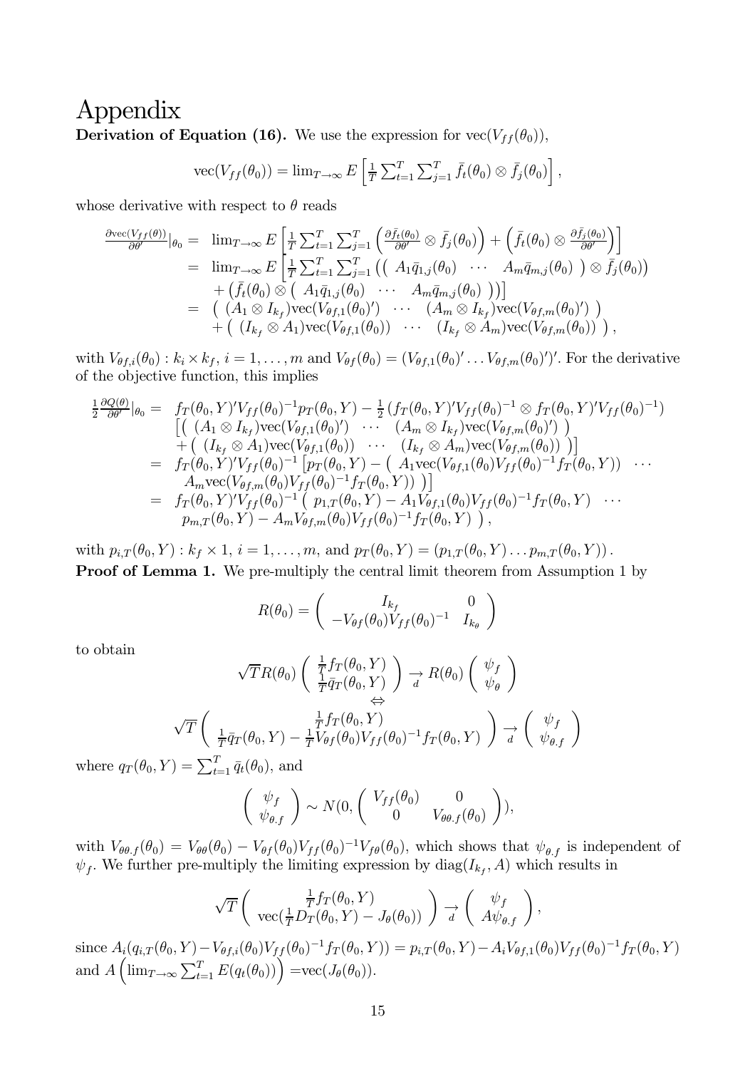# Appendix

**Derivation of Equation (16).** We use the expression for $\text{vec}(V_{ff}(\theta_0))$,

$$\text{vec}(V_{ff}(\theta_0)) = \lim_{T\to\infty} E\left[\tfrac{1}{T}\sum_{t=1}^{T}\sum_{j=1}^{T} \bar{f}_t(\theta_0)\otimes \bar{f}_j(\theta_0)\right],$$

whose derivative with respect to $\theta$ reads

$$\begin{aligned}
\tfrac{\partial \text{vec}(V_{ff}(\theta))}{\partial\theta'}|_{\theta_0} =\ & \lim_{T\to\infty} E\left[\tfrac{1}{T}\sum_{t=1}^{T}\sum_{j=1}^{T}\left(\tfrac{\partial \bar{f}_t(\theta_0)}{\partial\theta'}\otimes \bar{f}_j(\theta_0)\right) + \left(\bar{f}_t(\theta_0)\otimes \tfrac{\partial \bar{f}_j(\theta_0)}{\partial\theta'}\right)\right]\\
=\ & \lim_{T\to\infty} E\left[\tfrac{1}{T}\sum_{t=1}^{T}\sum_{j=1}^{T}\left(\begin{pmatrix} A_1\bar{q}_{1,j}(\theta_0) & \cdots & A_m\bar{q}_{m,j}(\theta_0)\end{pmatrix}\otimes \bar{f}_j(\theta_0)\right)\right.\\
& \left. + \left(\bar{f}_t(\theta_0)\otimes\begin{pmatrix} A_1\bar{q}_{1,j}(\theta_0) & \cdots & A_m\bar{q}_{m,j}(\theta_0)\end{pmatrix}\right)\right]\\
=\ & \begin{pmatrix}(A_1\otimes I_{k_f})\text{vec}(V_{\theta f,1}(\theta_0)') & \cdots & (A_m\otimes I_{k_f})\text{vec}(V_{\theta f,m}(\theta_0)')\end{pmatrix}\\
& + \begin{pmatrix}(I_{k_f}\otimes A_1)\text{vec}(V_{\theta f,1}(\theta_0)) & \cdots & (I_{k_f}\otimes A_m)\text{vec}(V_{\theta f,m}(\theta_0))\end{pmatrix},
\end{aligned}$$

with $V_{\theta f,i}(\theta_0) : k_i \times k_f$, $i = 1,\ldots,m$ and $V_{\theta f}(\theta_0) = (V_{\theta f,1}(\theta_0)'\ldots V_{\theta f,m}(\theta_0)')'$. For the derivative of the objective function, this implies

$$\begin{aligned}
\tfrac{1}{2}\tfrac{\partial Q(\theta)}{\partial\theta'}|_{\theta_0} =\ & f_T(\theta_0,Y)'V_{ff}(\theta_0)^{-1}p_T(\theta_0,Y) - \tfrac{1}{2}\left(f_T(\theta_0,Y)'V_{ff}(\theta_0)^{-1}\otimes f_T(\theta_0,Y)'V_{ff}(\theta_0)^{-1}\right)\\
& \left[\begin{pmatrix}(A_1\otimes I_{k_f})\text{vec}(V_{\theta f,1}(\theta_0)') & \cdots & (A_m\otimes I_{k_f})\text{vec}(V_{\theta f,m}(\theta_0)')\end{pmatrix}\right.\\
& \left. + \begin{pmatrix}(I_{k_f}\otimes A_1)\text{vec}(V_{\theta f,1}(\theta_0)) & \cdots & (I_{k_f}\otimes A_m)\text{vec}(V_{\theta f,m}(\theta_0))\end{pmatrix}\right]\\
=\ & f_T(\theta_0,Y)'V_{ff}(\theta_0)^{-1}\left[p_T(\theta_0,Y) - \begin{pmatrix}A_1\text{vec}(V_{\theta f,1}(\theta_0)V_{ff}(\theta_0)^{-1}f_T(\theta_0,Y)) & \cdots\right.\\
& \left.\quad A_m\text{vec}(V_{\theta f,m}(\theta_0)V_{ff}(\theta_0)^{-1}f_T(\theta_0,Y))\end{pmatrix}\right]\\
=\ & f_T(\theta_0,Y)'V_{ff}(\theta_0)^{-1}\left(\begin{matrix} p_{1,T}(\theta_0,Y) - A_1V_{\theta f,1}(\theta_0)V_{ff}(\theta_0)^{-1}f_T(\theta_0,Y) & \cdots\end{matrix}\right.\\
& \left.\quad p_{m,T}(\theta_0,Y) - A_mV_{\theta f,m}(\theta_0)V_{ff}(\theta_0)^{-1}f_T(\theta_0,Y)\right),
\end{aligned}$$

with $p_{i,T}(\theta_0,Y) : k_f \times 1$, $i = 1,\ldots,m$, and $p_T(\theta_0,Y) = (p_{1,T}(\theta_0,Y)\ldots p_{m,T}(\theta_0,Y))$.

**Proof of Lemma 1.** We pre-multiply the central limit theorem from Assumption 1 by

$$R(\theta_0) = \begin{pmatrix} I_{k_f} & 0 \\ -V_{\theta f}(\theta_0)V_{ff}(\theta_0)^{-1} & I_{k_\theta}\end{pmatrix}$$

to obtain

$$\sqrt{T}R(\theta_0)\begin{pmatrix}\frac{1}{T}f_T(\theta_0,Y)\\ \frac{1}{T}\bar{q}_T(\theta_0,Y)\end{pmatrix} \underset{d}{\to} R(\theta_0)\begin{pmatrix}\psi_f\\ \psi_\theta\end{pmatrix}$$
$$\Leftrightarrow$$
$$\sqrt{T}\begin{pmatrix}\frac{1}{T}f_T(\theta_0,Y)\\ \frac{1}{T}\bar{q}_T(\theta_0,Y) - \frac{1}{T}V_{\theta f}(\theta_0)V_{ff}(\theta_0)^{-1}f_T(\theta_0,Y)\end{pmatrix} \underset{d}{\to} \begin{pmatrix}\psi_f\\ \psi_{\theta.f}\end{pmatrix}$$

where $q_T(\theta_0,Y) = \sum_{t=1}^{T}\bar{q}_t(\theta_0)$, and

$$\begin{pmatrix}\psi_f\\ \psi_{\theta.f}\end{pmatrix} \sim N(0, \begin{pmatrix} V_{ff}(\theta_0) & 0\\ 0 & V_{\theta\theta.f}(\theta_0)\end{pmatrix}),$$

with $V_{\theta\theta.f}(\theta_0) = V_{\theta\theta}(\theta_0) - V_{\theta f}(\theta_0)V_{ff}(\theta_0)^{-1}V_{f\theta}(\theta_0)$, which shows that $\psi_{\theta.f}$ is independent of $\psi_f$. We further pre-multiply the limiting expression by $\text{diag}(I_{k_f}, A)$ which results in

$$\sqrt{T}\begin{pmatrix}\frac{1}{T}f_T(\theta_0,Y)\\ \text{vec}(\frac{1}{T}D_T(\theta_0,Y) - J_\theta(\theta_0))\end{pmatrix} \underset{d}{\to} \begin{pmatrix}\psi_f\\ A\psi_{\theta.f}\end{pmatrix},$$

since $A_i(q_{i,T}(\theta_0,Y) - V_{\theta f,i}(\theta_0)V_{ff}(\theta_0)^{-1}f_T(\theta_0,Y)) = p_{i,T}(\theta_0,Y) - A_iV_{\theta f,1}(\theta_0)V_{ff}(\theta_0)^{-1}f_T(\theta_0,Y)$ and $A\left(\lim_{T\to\infty}\sum_{t=1}^{T}E(q_t(\theta_0))\right) = \text{vec}(J_\theta(\theta_0))$.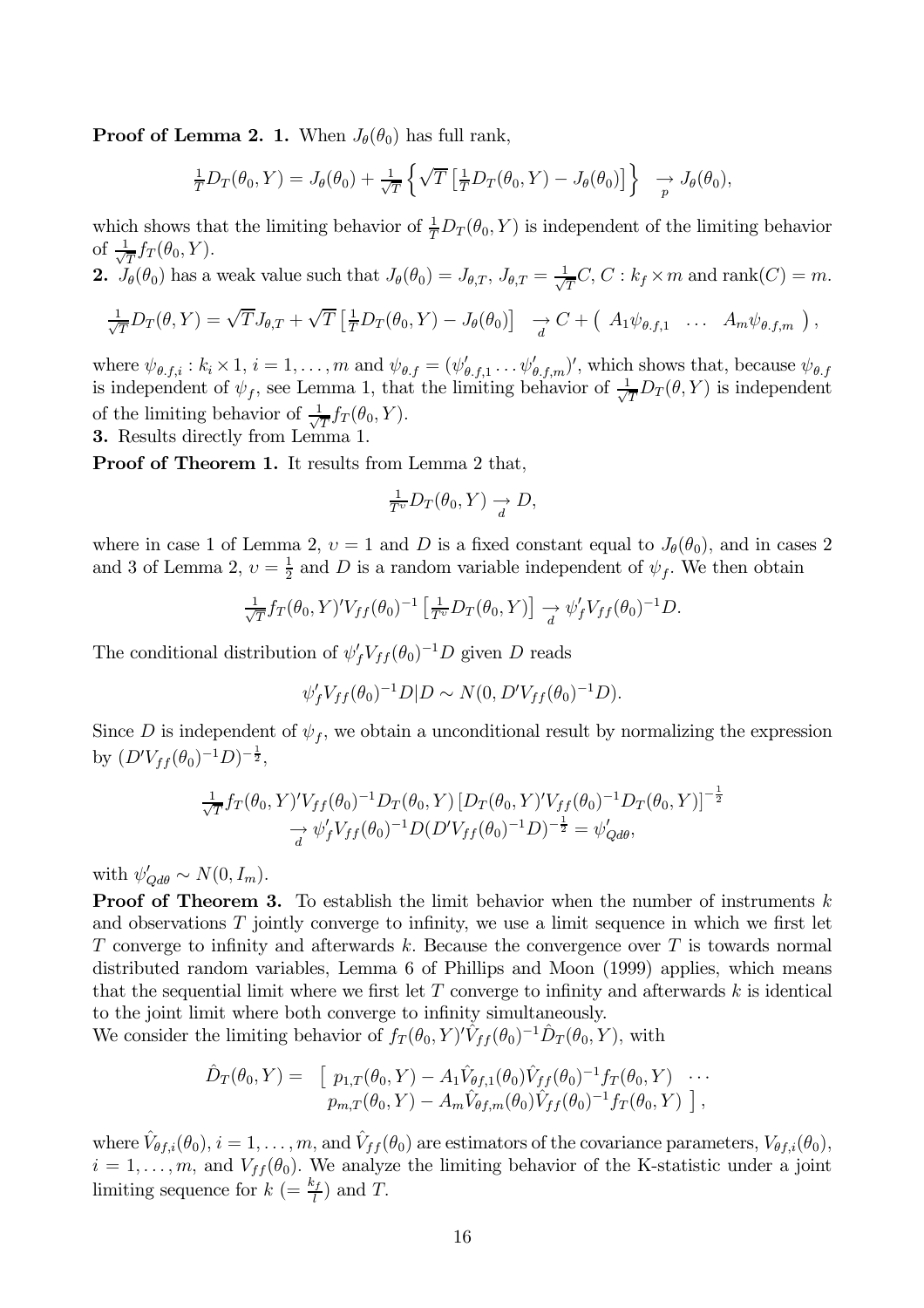**Proof of Lemma 2. 1.** When $J_\theta(\theta_0)$ has full rank,

$$\tfrac{1}{T}D_T(\theta_0,Y) = J_\theta(\theta_0) + \tfrac{1}{\sqrt{T}}\left\{\sqrt{T}\left[\tfrac{1}{T}D_T(\theta_0,Y) - J_\theta(\theta_0)\right]\right\} \underset{p}{\rightarrow} J_\theta(\theta_0),$$

which shows that the limiting behavior of $\frac{1}{T}D_T(\theta_0,Y)$ is independent of the limiting behavior of $\frac{1}{\sqrt{T}}f_T(\theta_0,Y)$.

**2.** $J_\theta(\theta_0)$ has a weak value such that $J_\theta(\theta_0) = J_{\theta,T}$, $J_{\theta,T} = \frac{1}{\sqrt{T}}C$, $C : k_f \times m$ and $\text{rank}(C) = m$.

$$\tfrac{1}{\sqrt{T}}D_T(\theta,Y) = \sqrt{T}J_{\theta,T} + \sqrt{T}\left[\tfrac{1}{T}D_T(\theta_0,Y) - J(\theta_0)\right] \underset{d}{\rightarrow} C + \begin{pmatrix} A_1\psi_{\theta.f,1} & \dots & A_m\psi_{\theta.f,m} \end{pmatrix},$$

where $\psi_{\theta.f,i} : k_i \times 1$, $i = 1,\dots,m$ and $\psi_{\theta.f} = (\psi'_{\theta.f,1}\dots\psi'_{\theta.f,m})'$, which shows that, because $\psi_{\theta.f}$ is independent of $\psi_f$, see Lemma 1, that the limiting behavior of $\frac{1}{\sqrt{T}}D_T(\theta,Y)$ is independent of the limiting behavior of $\frac{1}{\sqrt{T}}f_T(\theta_0,Y)$.

**3.** Results directly from Lemma 1.

**Proof of Theorem 1.** It results from Lemma 2 that,

$$\tfrac{1}{T^\upsilon}D_T(\theta_0,Y) \underset{d}{\rightarrow} D,$$

where in case 1 of Lemma 2, $\upsilon = 1$ and $D$ is a fixed constant equal to $J_\theta(\theta_0)$, and in cases 2 and 3 of Lemma 2, $\upsilon = \frac{1}{2}$ and $D$ is a random variable independent of $\psi_f$. We then obtain

$$\tfrac{1}{\sqrt{T}}f_T(\theta_0,Y)'V_{ff}(\theta_0)^{-1}\left[\tfrac{1}{T^\upsilon}D_T(\theta_0,Y)\right] \underset{d}{\rightarrow} \psi_f'V_{ff}(\theta_0)^{-1}D.$$

The conditional distribution of $\psi_f'V_{ff}(\theta_0)^{-1}D$ given $D$ reads

$$\psi_f'V_{ff}(\theta_0)^{-1}D|D \sim N(0, D'V_{ff}(\theta_0)^{-1}D).$$

Since $D$ is independent of $\psi_f$, we obtain a unconditional result by normalizing the expression by $(D'V_{ff}(\theta_0)^{-1}D)^{-\frac{1}{2}}$,

$$\begin{aligned}&\tfrac{1}{\sqrt{T}}f_T(\theta_0,Y)'V_{ff}(\theta_0)^{-1}D_T(\theta_0,Y)\left[D_T(\theta_0,Y)'V_{ff}(\theta_0)^{-1}D_T(\theta_0,Y)\right]^{-\frac{1}{2}} \\ &\underset{d}{\rightarrow} \psi_f'V_{ff}(\theta_0)^{-1}D(D'V_{ff}(\theta_0)^{-1}D)^{-\frac{1}{2}} = \psi'_{Qd\theta},\end{aligned}$$

with $\psi'_{Qd\theta} \sim N(0, I_m)$.

**Proof of Theorem 3.** To establish the limit behavior when the number of instruments $k$ and observations $T$ jointly converge to infinity, we use a limit sequence in which we first let $T$ converge to infinity and afterwards $k$. Because the convergence over $T$ is towards normal distributed random variables, Lemma 6 of Phillips and Moon (1999) applies, which means that the sequential limit where we first let $T$ converge to infinity and afterwards $k$ is identical to the joint limit where both converge to infinity simultaneously.

We consider the limiting behavior of $f_T(\theta_0,Y)'\hat{V}_{ff}(\theta_0)^{-1}\hat{D}_T(\theta_0,Y)$, with

$$\begin{aligned}\hat{D}_T(\theta_0,Y) = \big[\; & p_{1,T}(\theta_0,Y) - A_1\hat{V}_{\theta f,1}(\theta_0)\hat{V}_{ff}(\theta_0)^{-1}f_T(\theta_0,Y) \;\; \cdots \\ & p_{m,T}(\theta_0,Y) - A_m\hat{V}_{\theta f,m}(\theta_0)\hat{V}_{ff}(\theta_0)^{-1}f_T(\theta_0,Y)\;\big],\end{aligned}$$

where $\hat{V}_{\theta f,i}(\theta_0)$, $i = 1,\dots,m$, and $\hat{V}_{ff}(\theta_0)$ are estimators of the covariance parameters, $V_{\theta f,i}(\theta_0)$, $i = 1,\dots,m$, and $V_{ff}(\theta_0)$. We analyze the limiting behavior of the K-statistic under a joint limiting sequence for $k$ $(= \frac{k_f}{l})$ and $T$.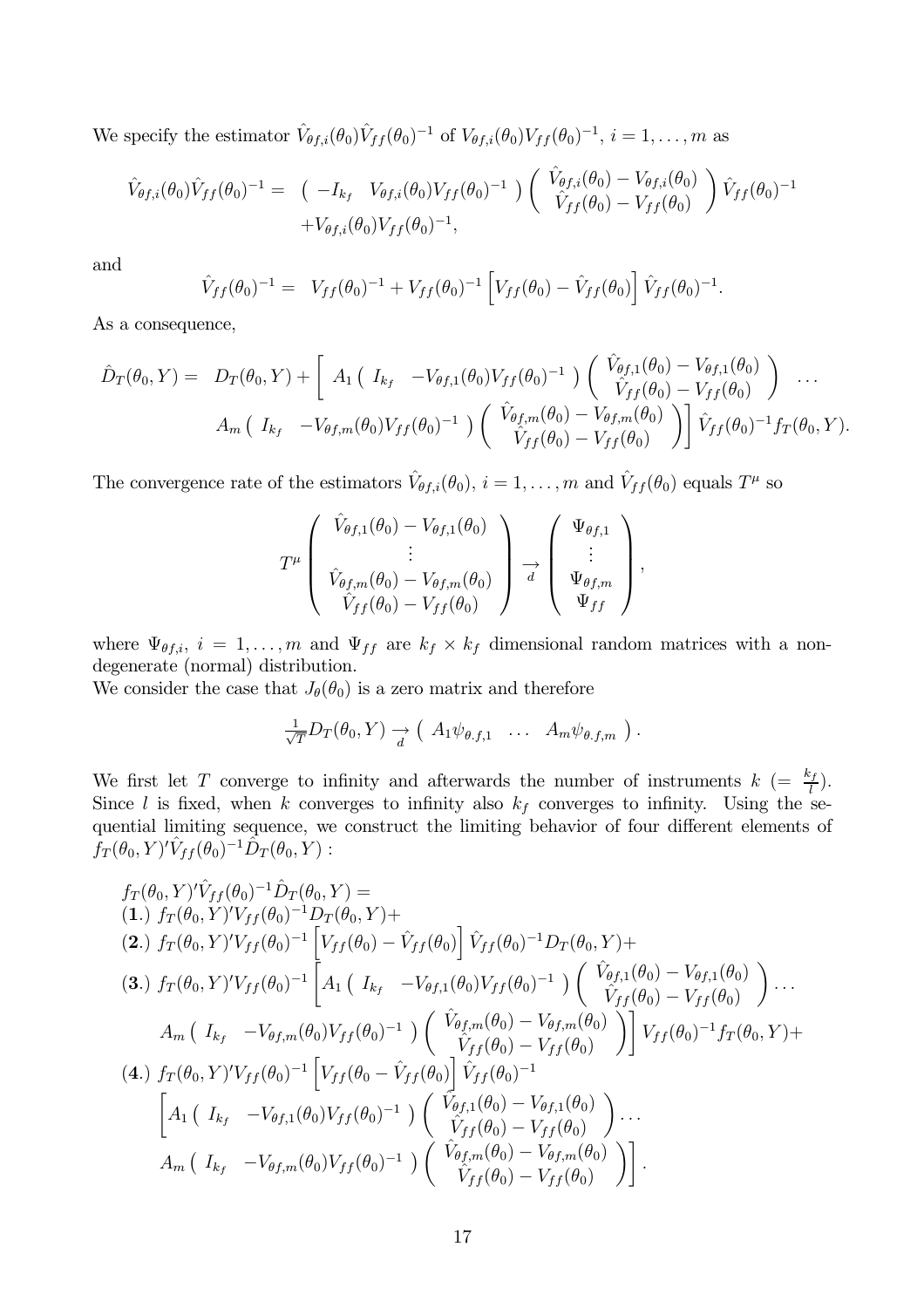We specify the estimator $\hat{V}_{\theta f,i}(\theta_0)\hat{V}_{ff}(\theta_0)^{-1}$ of $V_{\theta f,i}(\theta_0)V_{ff}(\theta_0)^{-1}$, $i = 1, \ldots, m$ as

$$
\begin{aligned}
\hat{V}_{\theta f,i}(\theta_0)\hat{V}_{ff}(\theta_0)^{-1} = & \begin{pmatrix} -I_{k_f} & V_{\theta f,i}(\theta_0)V_{ff}(\theta_0)^{-1} \end{pmatrix} \begin{pmatrix} \hat{V}_{\theta f,i}(\theta_0) - V_{\theta f,i}(\theta_0) \\ \hat{V}_{ff}(\theta_0) - V_{ff}(\theta_0) \end{pmatrix} \hat{V}_{ff}(\theta_0)^{-1} \\
& + V_{\theta f,i}(\theta_0)V_{ff}(\theta_0)^{-1},
\end{aligned}
$$

and

$$
\hat{V}_{ff}(\theta_0)^{-1} = V_{ff}(\theta_0)^{-1} + V_{ff}(\theta_0)^{-1}\left[V_{ff}(\theta_0) - \hat{V}_{ff}(\theta_0)\right]\hat{V}_{ff}(\theta_0)^{-1}.
$$

As a consequence,

$$
\begin{aligned}
\hat{D}_T(\theta_0, Y) = & D_T(\theta_0, Y) + \left[ A_1 \begin{pmatrix} I_{k_f} & -V_{\theta f,1}(\theta_0)V_{ff}(\theta_0)^{-1} \end{pmatrix} \begin{pmatrix} \hat{V}_{\theta f,1}(\theta_0) - V_{\theta f,1}(\theta_0) \\ \hat{V}_{ff}(\theta_0) - V_{ff}(\theta_0) \end{pmatrix} \ \ldots \right. \\
& \left. A_m \begin{pmatrix} I_{k_f} & -V_{\theta f,m}(\theta_0)V_{ff}(\theta_0)^{-1} \end{pmatrix} \begin{pmatrix} \hat{V}_{\theta f,m}(\theta_0) - V_{\theta f,m}(\theta_0) \\ \hat{V}_{ff}(\theta_0) - V_{ff}(\theta_0) \end{pmatrix} \right] \hat{V}_{ff}(\theta_0)^{-1} f_T(\theta_0, Y).
\end{aligned}
$$

The convergence rate of the estimators $\hat{V}_{\theta f,i}(\theta_0)$, $i = 1, \ldots, m$ and $\hat{V}_{ff}(\theta_0)$ equals $T^\mu$ so

$$
T^\mu \begin{pmatrix} \hat{V}_{\theta f,1}(\theta_0) - V_{\theta f,1}(\theta_0) \\ \vdots \\ \hat{V}_{\theta f,m}(\theta_0) - V_{\theta f,m}(\theta_0) \\ \hat{V}_{ff}(\theta_0) - V_{ff}(\theta_0) \end{pmatrix} \underset{d}{\rightarrow} \begin{pmatrix} \Psi_{\theta f,1} \\ \vdots \\ \Psi_{\theta f,m} \\ \Psi_{ff} \end{pmatrix},
$$

where $\Psi_{\theta f,i}$, $i = 1, \ldots, m$ and $\Psi_{ff}$ are $k_f \times k_f$ dimensional random matrices with a non-degenerate (normal) distribution.
We consider the case that $J_\theta(\theta_0)$ is a zero matrix and therefore

$$
\tfrac{1}{\sqrt{T}} D_T(\theta_0, Y) \underset{d}{\rightarrow} \begin{pmatrix} A_1 \psi_{\theta.f,1} & \ldots & A_m \psi_{\theta.f,m} \end{pmatrix}.
$$

We first let $T$ converge to infinity and afterwards the number of instruments $k$ $(= \frac{k_f}{l})$. Since $l$ is fixed, when $k$ converges to infinity also $k_f$ converges to infinity. Using the sequential limiting sequence, we construct the limiting behavior of four different elements of $f_T(\theta_0, Y)'\hat{V}_{ff}(\theta_0)^{-1}\hat{D}_T(\theta_0, Y)$ :

$$
\begin{aligned}
& f_T(\theta_0, Y)'\hat{V}_{ff}(\theta_0)^{-1}\hat{D}_T(\theta_0, Y) = \\
& (\mathbf{1}.)\ f_T(\theta_0, Y)'V_{ff}(\theta_0)^{-1}D_T(\theta_0, Y) + \\
& (\mathbf{2}.)\ f_T(\theta_0, Y)'V_{ff}(\theta_0)^{-1}\left[V_{ff}(\theta_0) - \hat{V}_{ff}(\theta_0)\right]\hat{V}_{ff}(\theta_0)^{-1}D_T(\theta_0, Y) + \\
& (\mathbf{3}.)\ f_T(\theta_0, Y)'V_{ff}(\theta_0)^{-1}\left[A_1 \begin{pmatrix} I_{k_f} & -V_{\theta f,1}(\theta_0)V_{ff}(\theta_0)^{-1} \end{pmatrix} \begin{pmatrix} \hat{V}_{\theta f,1}(\theta_0) - V_{\theta f,1}(\theta_0) \\ \hat{V}_{ff}(\theta_0) - V_{ff}(\theta_0) \end{pmatrix} \ldots \right. \\
& \qquad \left. A_m \begin{pmatrix} I_{k_f} & -V_{\theta f,m}(\theta_0)V_{ff}(\theta_0)^{-1} \end{pmatrix} \begin{pmatrix} \hat{V}_{\theta f,m}(\theta_0) - V_{\theta f,m}(\theta_0) \\ \hat{V}_{ff}(\theta_0) - V_{ff}(\theta_0) \end{pmatrix} \right] V_{ff}(\theta_0)^{-1} f_T(\theta_0, Y) + \\
& (\mathbf{4}.)\ f_T(\theta_0, Y)'V_{ff}(\theta_0)^{-1}\left[V_{ff}(\theta_0 - \hat{V}_{ff}(\theta_0)\right]\hat{V}_{ff}(\theta_0)^{-1} \\
& \qquad \left[A_1 \begin{pmatrix} I_{k_f} & -V_{\theta f,1}(\theta_0)V_{ff}(\theta_0)^{-1} \end{pmatrix} \begin{pmatrix} \hat{V}_{\theta f,1}(\theta_0) - V_{\theta f,1}(\theta_0) \\ \hat{V}_{ff}(\theta_0) - V_{ff}(\theta_0) \end{pmatrix} \ldots \right. \\
& \qquad \left. A_m \begin{pmatrix} I_{k_f} & -V_{\theta f,m}(\theta_0)V_{ff}(\theta_0)^{-1} \end{pmatrix} \begin{pmatrix} \hat{V}_{\theta f,m}(\theta_0) - V_{\theta f,m}(\theta_0) \\ \hat{V}_{ff}(\theta_0) - V_{ff}(\theta_0) \end{pmatrix} \right].
\end{aligned}
$$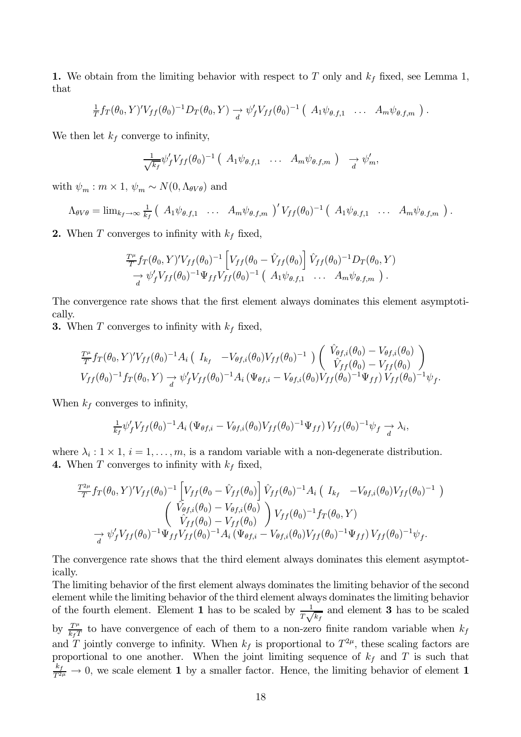**1.** We obtain from the limiting behavior with respect to $T$ only and $k_f$ fixed, see Lemma 1, that

$$\tfrac{1}{T}f_T(\theta_0, Y)'V_{ff}(\theta_0)^{-1}D_T(\theta_0, Y) \underset{d}{\rightarrow} \psi_f' V_{ff}(\theta_0)^{-1} \begin{pmatrix} A_1\psi_{\theta.f,1} & \ldots & A_m\psi_{\theta.f,m} \end{pmatrix}.$$

We then let $k_f$ converge to infinity,

$$\tfrac{1}{\sqrt{k_f}}\psi_f' V_{ff}(\theta_0)^{-1} \begin{pmatrix} A_1\psi_{\theta.f,1} & \ldots & A_m\psi_{\theta.f,m} \end{pmatrix} \underset{d}{\rightarrow} \psi_m',$$

with $\psi_m : m \times 1$, $\psi_m \sim N(0, \Lambda_{\theta V\theta})$ and

$$\Lambda_{\theta V\theta} = \lim_{k_f\to\infty} \tfrac{1}{k_f} \begin{pmatrix} A_1\psi_{\theta.f,1} & \ldots & A_m\psi_{\theta.f,m} \end{pmatrix}' V_{ff}(\theta_0)^{-1} \begin{pmatrix} A_1\psi_{\theta.f,1} & \ldots & A_m\psi_{\theta.f,m} \end{pmatrix}.$$

**2.** When $T$ converges to infinity with $k_f$ fixed,

$$\begin{array}{l} \tfrac{T^{\mu}}{T}f_T(\theta_0, Y)'V_{ff}(\theta_0)^{-1}\left[V_{ff}(\theta_0 - \hat{V}_{ff}(\theta_0)\right]\hat{V}_{ff}(\theta_0)^{-1}D_T(\theta_0, Y) \\ \underset{d}{\rightarrow} \psi_f' V_{ff}(\theta_0)^{-1}\Psi_{ff}V_{ff}(\theta_0)^{-1} \begin{pmatrix} A_1\psi_{\theta.f,1} & \ldots & A_m\psi_{\theta.f,m} \end{pmatrix}. \end{array}$$

The convergence rate shows that the first element always dominates this element asymptotically.

**3.** When $T$ converges to infinity with $k_f$ fixed,

$$\begin{array}{l} \tfrac{T^{\mu}}{T}f_T(\theta_0, Y)'V_{ff}(\theta_0)^{-1}A_i \begin{pmatrix} I_{k_f} & -V_{\theta f,i}(\theta_0)V_{ff}(\theta_0)^{-1} \end{pmatrix} \begin{pmatrix} \hat{V}_{\theta f,i}(\theta_0) - V_{\theta f,i}(\theta_0) \\ \hat{V}_{ff}(\theta_0) - V_{ff}(\theta_0) \end{pmatrix} \\ V_{ff}(\theta_0)^{-1}f_T(\theta_0, Y) \underset{d}{\rightarrow} \psi_f' V_{ff}(\theta_0)^{-1}A_i\left(\Psi_{\theta f,i} - V_{\theta f,i}(\theta_0)V_{ff}(\theta_0)^{-1}\Psi_{ff}\right)V_{ff}(\theta_0)^{-1}\psi_f. \end{array}$$

When $k_f$ converges to infinity,

$$\tfrac{1}{k_f}\psi_f' V_{ff}(\theta_0)^{-1}A_i\left(\Psi_{\theta f,i} - V_{\theta f,i}(\theta_0)V_{ff}(\theta_0)^{-1}\Psi_{ff}\right)V_{ff}(\theta_0)^{-1}\psi_f \underset{d}{\rightarrow} \lambda_i,$$

where $\lambda_i : 1 \times 1$, $i = 1, \ldots, m$, is a random variable with a non-degenerate distribution.

**4.** When $T$ converges to infinity with $k_f$ fixed,

$$\begin{array}{l} \tfrac{T^{2\mu}}{T}f_T(\theta_0, Y)'V_{ff}(\theta_0)^{-1}\left[V_{ff}(\theta_0 - \hat{V}_{ff}(\theta_0)\right]\hat{V}_{ff}(\theta_0)^{-1}A_i \begin{pmatrix} I_{k_f} & -V_{\theta f,i}(\theta_0)V_{ff}(\theta_0)^{-1} \end{pmatrix} \\ \begin{pmatrix} \hat{V}_{\theta f,i}(\theta_0) - V_{\theta f,i}(\theta_0) \\ \hat{V}_{ff}(\theta_0) - V_{ff}(\theta_0) \end{pmatrix} V_{ff}(\theta_0)^{-1}f_T(\theta_0, Y) \\ \underset{d}{\rightarrow} \psi_f' V_{ff}(\theta_0)^{-1}\Psi_{ff}V_{ff}(\theta_0)^{-1}A_i\left(\Psi_{\theta f,i} - V_{\theta f,i}(\theta_0)V_{ff}(\theta_0)^{-1}\Psi_{ff}\right)V_{ff}(\theta_0)^{-1}\psi_f. \end{array}$$

The convergence rate shows that the third element always dominates this element asymptotically.

The limiting behavior of the first element always dominates the limiting behavior of the second element while the limiting behavior of the third element always dominates the limiting behavior of the fourth element. Element **1** has to be scaled by $\frac{1}{T\sqrt{k_f}}$ and element **3** has to be scaled by $\frac{T^{\mu}}{k_f T}$ to have convergence of each of them to a non-zero finite random variable when $k_f$ and $T$ jointly converge to infinity. When $k_f$ is proportional to $T^{2\mu}$, these scaling factors are proportional to one another. When the joint limiting sequence of $k_f$ and $T$ is such that $\frac{k_f}{T^{2\mu}} \rightarrow 0$, we scale element **1** by a smaller factor. Hence, the limiting behavior of element **1**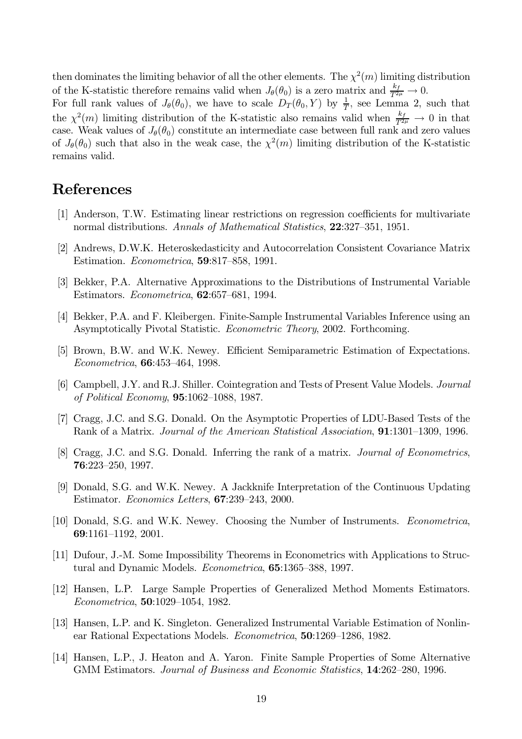then dominates the limiting behavior of all the other elements. The $\chi^2(m)$ limiting distribution of the K-statistic therefore remains valid when $J_\theta(\theta_0)$ is a zero matrix and $\frac{k_f}{T^{2\mu}} \rightarrow 0$.
For full rank values of $J_\theta(\theta_0)$, we have to scale $D_T(\theta_0, Y)$ by $\frac{1}{T}$, see Lemma 2, such that the $\chi^2(m)$ limiting distribution of the K-statistic also remains valid when $\frac{k_f}{T^{2\mu}} \rightarrow 0$ in that case. Weak values of $J_\theta(\theta_0)$ constitute an intermediate case between full rank and zero values of $J_\theta(\theta_0)$ such that also in the weak case, the $\chi^2(m)$ limiting distribution of the K-statistic remains valid.

# References

[1] Anderson, T.W. Estimating linear restrictions on regression coefficients for multivariate normal distributions. *Annals of Mathematical Statistics*, **22**:327–351, 1951.

[2] Andrews, D.W.K. Heteroskedasticity and Autocorrelation Consistent Covariance Matrix Estimation. *Econometrica*, **59**:817–858, 1991.

[3] Bekker, P.A. Alternative Approximations to the Distributions of Instrumental Variable Estimators. *Econometrica*, **62**:657–681, 1994.

[4] Bekker, P.A. and F. Kleibergen. Finite-Sample Instrumental Variables Inference using an Asymptotically Pivotal Statistic. *Econometric Theory*, 2002. Forthcoming.

[5] Brown, B.W. and W.K. Newey. Efficient Semiparametric Estimation of Expectations. *Econometrica*, **66**:453–464, 1998.

[6] Campbell, J.Y. and R.J. Shiller. Cointegration and Tests of Present Value Models. *Journal of Political Economy*, **95**:1062–1088, 1987.

[7] Cragg, J.C. and S.G. Donald. On the Asymptotic Properties of LDU-Based Tests of the Rank of a Matrix. *Journal of the American Statistical Association*, **91**:1301–1309, 1996.

[8] Cragg, J.C. and S.G. Donald. Inferring the rank of a matrix. *Journal of Econometrics*, **76**:223–250, 1997.

[9] Donald, S.G. and W.K. Newey. A Jackknife Interpretation of the Continuous Updating Estimator. *Economics Letters*, **67**:239–243, 2000.

[10] Donald, S.G. and W.K. Newey. Choosing the Number of Instruments. *Econometrica*, **69**:1161–1192, 2001.

[11] Dufour, J.-M. Some Impossibility Theorems in Econometrics with Applications to Structural and Dynamic Models. *Econometrica*, **65**:1365–388, 1997.

[12] Hansen, L.P. Large Sample Properties of Generalized Method Moments Estimators. *Econometrica*, **50**:1029–1054, 1982.

[13] Hansen, L.P. and K. Singleton. Generalized Instrumental Variable Estimation of Nonlinear Rational Expectations Models. *Econometrica*, **50**:1269–1286, 1982.

[14] Hansen, L.P., J. Heaton and A. Yaron. Finite Sample Properties of Some Alternative GMM Estimators. *Journal of Business and Economic Statistics*, **14**:262–280, 1996.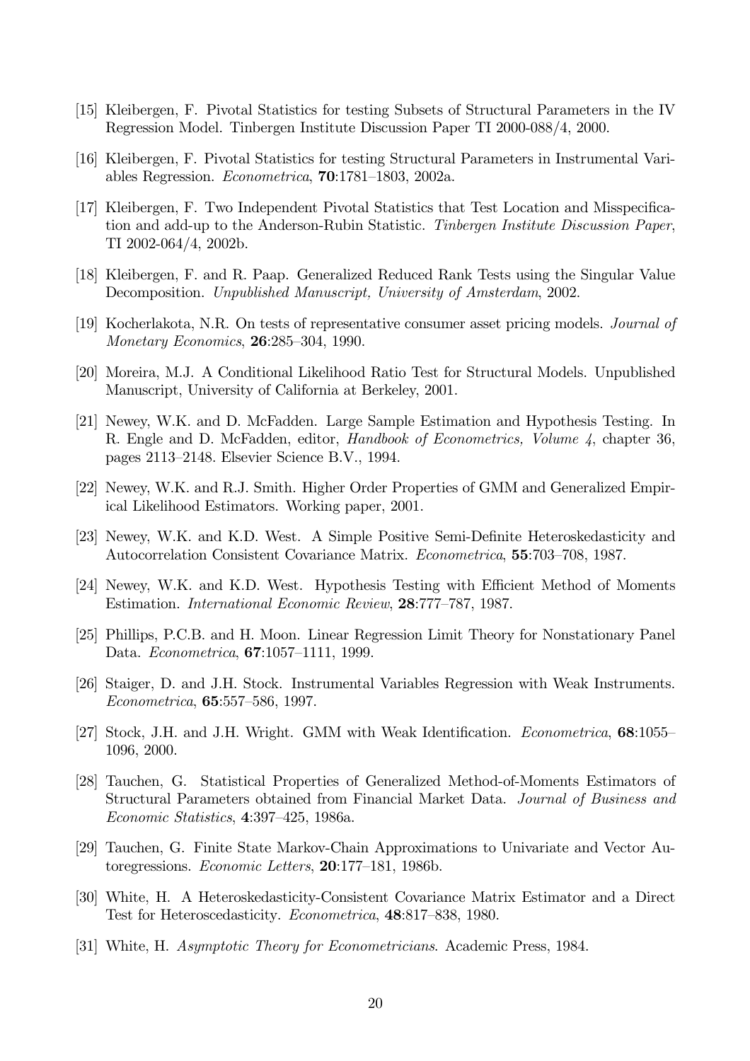[15] Kleibergen, F. Pivotal Statistics for testing Subsets of Structural Parameters in the IV Regression Model. Tinbergen Institute Discussion Paper TI 2000-088/4, 2000.

[16] Kleibergen, F. Pivotal Statistics for testing Structural Parameters in Instrumental Variables Regression. *Econometrica*, **70**:1781–1803, 2002a.

[17] Kleibergen, F. Two Independent Pivotal Statistics that Test Location and Misspecification and add-up to the Anderson-Rubin Statistic. *Tinbergen Institute Discussion Paper*, TI 2002-064/4, 2002b.

[18] Kleibergen, F. and R. Paap. Generalized Reduced Rank Tests using the Singular Value Decomposition. *Unpublished Manuscript, University of Amsterdam*, 2002.

[19] Kocherlakota, N.R. On tests of representative consumer asset pricing models. *Journal of Monetary Economics*, **26**:285–304, 1990.

[20] Moreira, M.J. A Conditional Likelihood Ratio Test for Structural Models. Unpublished Manuscript, University of California at Berkeley, 2001.

[21] Newey, W.K. and D. McFadden. Large Sample Estimation and Hypothesis Testing. In R. Engle and D. McFadden, editor, *Handbook of Econometrics, Volume 4*, chapter 36, pages 2113–2148. Elsevier Science B.V., 1994.

[22] Newey, W.K. and R.J. Smith. Higher Order Properties of GMM and Generalized Empirical Likelihood Estimators. Working paper, 2001.

[23] Newey, W.K. and K.D. West. A Simple Positive Semi-Definite Heteroskedasticity and Autocorrelation Consistent Covariance Matrix. *Econometrica*, **55**:703–708, 1987.

[24] Newey, W.K. and K.D. West. Hypothesis Testing with Efficient Method of Moments Estimation. *International Economic Review*, **28**:777–787, 1987.

[25] Phillips, P.C.B. and H. Moon. Linear Regression Limit Theory for Nonstationary Panel Data. *Econometrica*, **67**:1057–1111, 1999.

[26] Staiger, D. and J.H. Stock. Instrumental Variables Regression with Weak Instruments. *Econometrica*, **65**:557–586, 1997.

[27] Stock, J.H. and J.H. Wright. GMM with Weak Identification. *Econometrica*, **68**:1055–1096, 2000.

[28] Tauchen, G. Statistical Properties of Generalized Method-of-Moments Estimators of Structural Parameters obtained from Financial Market Data. *Journal of Business and Economic Statistics*, **4**:397–425, 1986a.

[29] Tauchen, G. Finite State Markov-Chain Approximations to Univariate and Vector Autoregressions. *Economic Letters*, **20**:177–181, 1986b.

[30] White, H. A Heteroskedasticity-Consistent Covariance Matrix Estimator and a Direct Test for Heteroscedasticity. *Econometrica*, **48**:817–838, 1980.

[31] White, H. *Asymptotic Theory for Econometricians*. Academic Press, 1984.